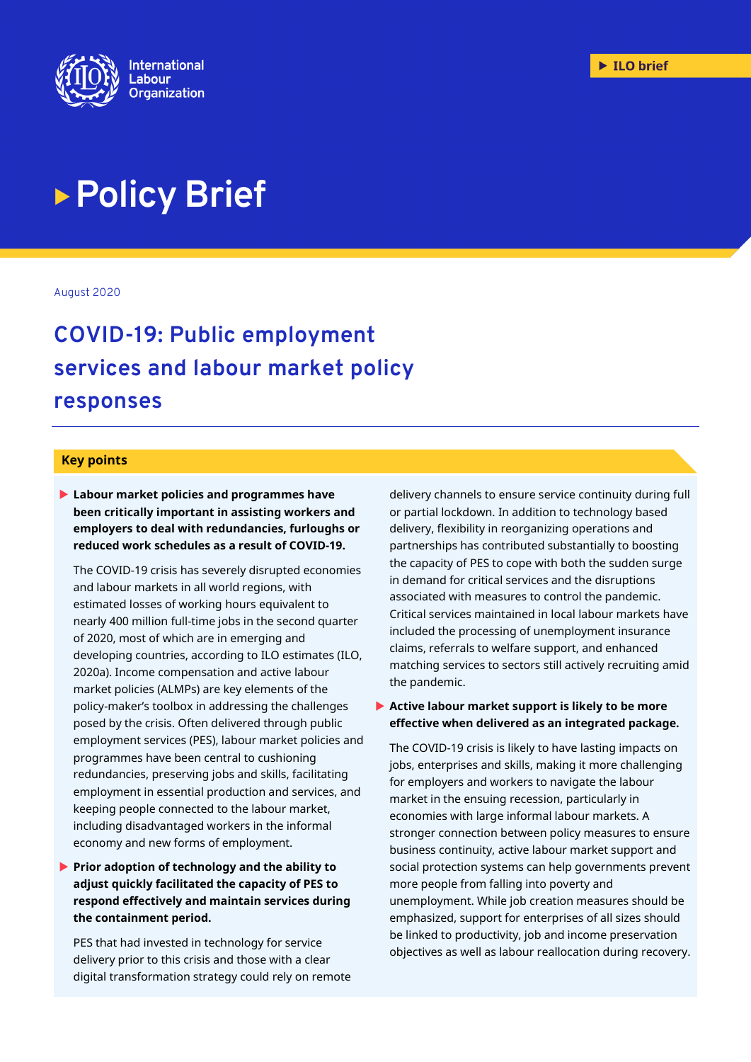International Labour Organization

ILO brief

# Policy Brief

August 2020

## COVID-19: Public employment services and labour market policy responses

### Key points

- **Labour market policies and programmes have been critically important in assisting workers and employers to deal with redundancies, furloughs or reduced work schedules as a result of COVID-19.**

  The COVID-19 crisis has severely disrupted economies and labour markets in all world regions, with estimated losses of working hours equivalent to nearly 400 million full-time jobs in the second quarter of 2020, most of which are in emerging and developing countries, according to ILO estimates (ILO, 2020a). Income compensation and active labour market policies (ALMPs) are key elements of the policy-maker's toolbox in addressing the challenges posed by the crisis. Often delivered through public employment services (PES), labour market policies and programmes have been central to cushioning redundancies, preserving jobs and skills, facilitating employment in essential production and services, and keeping people connected to the labour market, including disadvantaged workers in the informal economy and new forms of employment.

- **Prior adoption of technology and the ability to adjust quickly facilitated the capacity of PES to respond effectively and maintain services during the containment period.**

  PES that had invested in technology for service delivery prior to this crisis and those with a clear digital transformation strategy could rely on remote delivery channels to ensure service continuity during full or partial lockdown. In addition to technology based delivery, flexibility in reorganizing operations and partnerships has contributed substantially to boosting the capacity of PES to cope with both the sudden surge in demand for critical services and the disruptions associated with measures to control the pandemic. Critical services maintained in local labour markets have included the processing of unemployment insurance claims, referrals to welfare support, and enhanced matching services to sectors still actively recruiting amid the pandemic.

- **Active labour market support is likely to be more effective when delivered as an integrated package.**

  The COVID-19 crisis is likely to have lasting impacts on jobs, enterprises and skills, making it more challenging for employers and workers to navigate the labour market in the ensuing recession, particularly in economies with large informal labour markets. A stronger connection between policy measures to ensure business continuity, active labour market support and social protection systems can help governments prevent more people from falling into poverty and unemployment. While job creation measures should be emphasized, support for enterprises of all sizes should be linked to productivity, job and income preservation objectives as well as labour reallocation during recovery.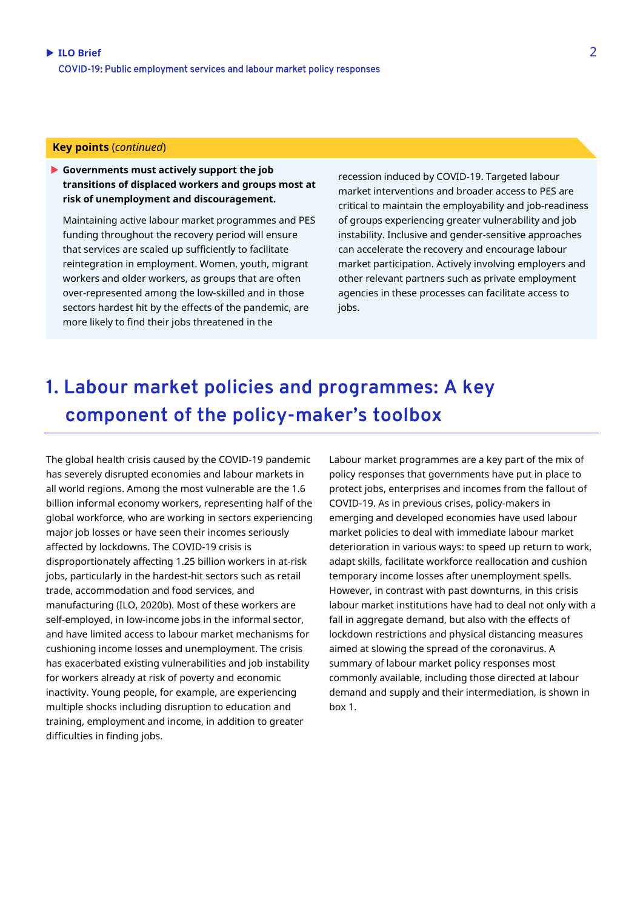**Key points** (*continued*)

- **Governments must actively support the job transitions of displaced workers and groups most at risk of unemployment and discouragement.**

  Maintaining active labour market programmes and PES funding throughout the recovery period will ensure that services are scaled up sufficiently to facilitate reintegration in employment. Women, youth, migrant workers and older workers, as groups that are often over-represented among the low-skilled and in those sectors hardest hit by the effects of the pandemic, are more likely to find their jobs threatened in the recession induced by COVID-19. Targeted labour market interventions and broader access to PES are critical to maintain the employability and job-readiness of groups experiencing greater vulnerability and job instability. Inclusive and gender-sensitive approaches can accelerate the recovery and encourage labour market participation. Actively involving employers and other relevant partners such as private employment agencies in these processes can facilitate access to jobs.

# 1. Labour market policies and programmes: A key component of the policy-maker's toolbox

The global health crisis caused by the COVID-19 pandemic has severely disrupted economies and labour markets in all world regions. Among the most vulnerable are the 1.6 billion informal economy workers, representing half of the global workforce, who are working in sectors experiencing major job losses or have seen their incomes seriously affected by lockdowns. The COVID-19 crisis is disproportionately affecting 1.25 billion workers in at-risk jobs, particularly in the hardest-hit sectors such as retail trade, accommodation and food services, and manufacturing (ILO, 2020b). Most of these workers are self-employed, in low-income jobs in the informal sector, and have limited access to labour market mechanisms for cushioning income losses and unemployment. The crisis has exacerbated existing vulnerabilities and job instability for workers already at risk of poverty and economic inactivity. Young people, for example, are experiencing multiple shocks including disruption to education and training, employment and income, in addition to greater difficulties in finding jobs.

Labour market programmes are a key part of the mix of policy responses that governments have put in place to protect jobs, enterprises and incomes from the fallout of COVID-19. As in previous crises, policy-makers in emerging and developed economies have used labour market policies to deal with immediate labour market deterioration in various ways: to speed up return to work, adapt skills, facilitate workforce reallocation and cushion temporary income losses after unemployment spells. However, in contrast with past downturns, in this crisis labour market institutions have had to deal not only with a fall in aggregate demand, but also with the effects of lockdown restrictions and physical distancing measures aimed at slowing the spread of the coronavirus. A summary of labour market policy responses most commonly available, including those directed at labour demand and supply and their intermediation, is shown in box 1.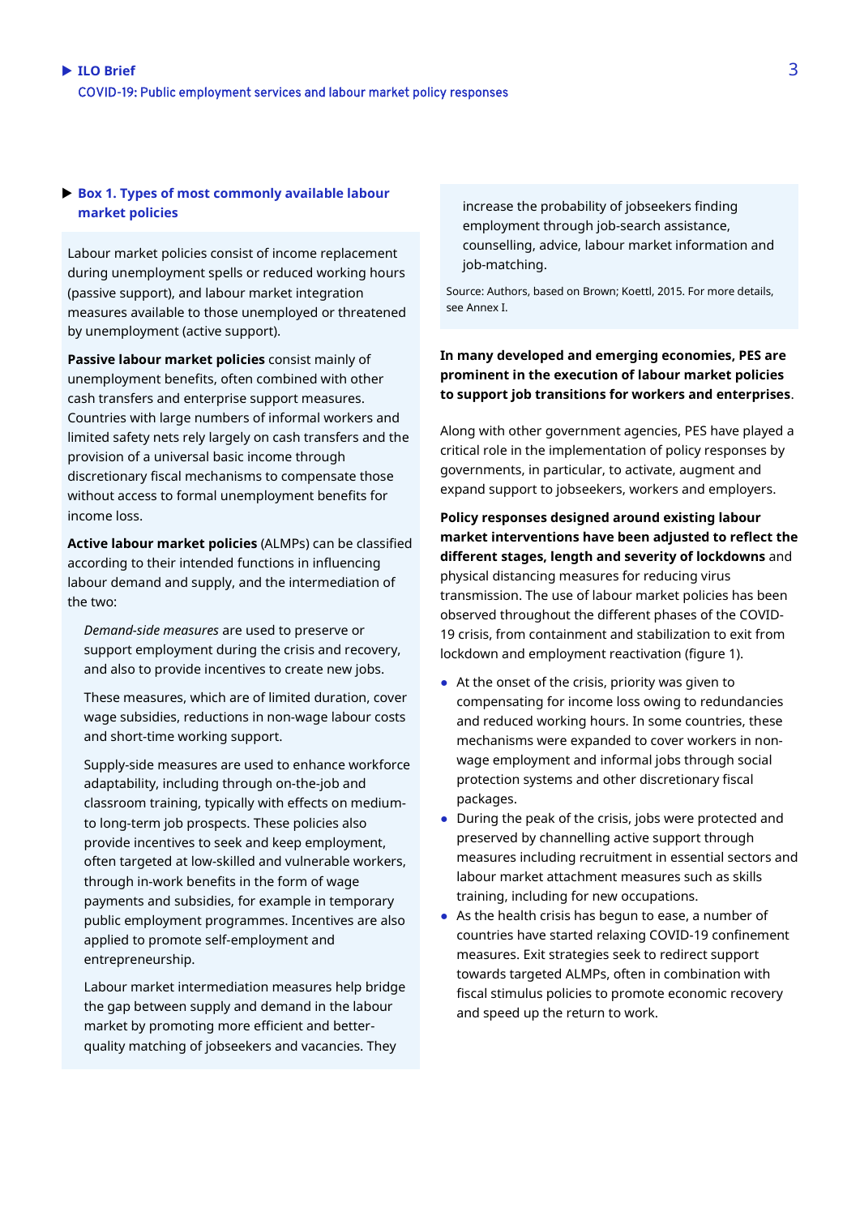### Box 1. Types of most commonly available labour market policies

Labour market policies consist of income replacement during unemployment spells or reduced working hours (passive support), and labour market integration measures available to those unemployed or threatened by unemployment (active support).

**Passive labour market policies** consist mainly of unemployment benefits, often combined with other cash transfers and enterprise support measures. Countries with large numbers of informal workers and limited safety nets rely largely on cash transfers and the provision of a universal basic income through discretionary fiscal mechanisms to compensate those without access to formal unemployment benefits for income loss.

**Active labour market policies** (ALMPs) can be classified according to their intended functions in influencing labour demand and supply, and the intermediation of the two:

> *Demand-side measures* are used to preserve or support employment during the crisis and recovery, and also to provide incentives to create new jobs.
>
> These measures, which are of limited duration, cover wage subsidies, reductions in non-wage labour costs and short-time working support.
>
> Supply-side measures are used to enhance workforce adaptability, including through on-the-job and classroom training, typically with effects on medium- to long-term job prospects. These policies also provide incentives to seek and keep employment, often targeted at low-skilled and vulnerable workers, through in-work benefits in the form of wage payments and subsidies, for example in temporary public employment programmes. Incentives are also applied to promote self-employment and entrepreneurship.
>
> Labour market intermediation measures help bridge the gap between supply and demand in the labour market by promoting more efficient and better-quality matching of jobseekers and vacancies. They increase the probability of jobseekers finding employment through job-search assistance, counselling, advice, labour market information and job-matching.

Source: Authors, based on Brown; Koettl, 2015. For more details, see Annex I.

**In many developed and emerging economies, PES are prominent in the execution of labour market policies to support job transitions for workers and enterprises**.

Along with other government agencies, PES have played a critical role in the implementation of policy responses by governments, in particular, to activate, augment and expand support to jobseekers, workers and employers.

**Policy responses designed around existing labour market interventions have been adjusted to reflect the different stages, length and severity of lockdowns** and physical distancing measures for reducing virus transmission. The use of labour market policies has been observed throughout the different phases of the COVID-19 crisis, from containment and stabilization to exit from lockdown and employment reactivation (figure 1).

- At the onset of the crisis, priority was given to compensating for income loss owing to redundancies and reduced working hours. In some countries, these mechanisms were expanded to cover workers in non-wage employment and informal jobs through social protection systems and other discretionary fiscal packages.
- During the peak of the crisis, jobs were protected and preserved by channelling active support through measures including recruitment in essential sectors and labour market attachment measures such as skills training, including for new occupations.
- As the health crisis has begun to ease, a number of countries have started relaxing COVID-19 confinement measures. Exit strategies seek to redirect support towards targeted ALMPs, often in combination with fiscal stimulus policies to promote economic recovery and speed up the return to work.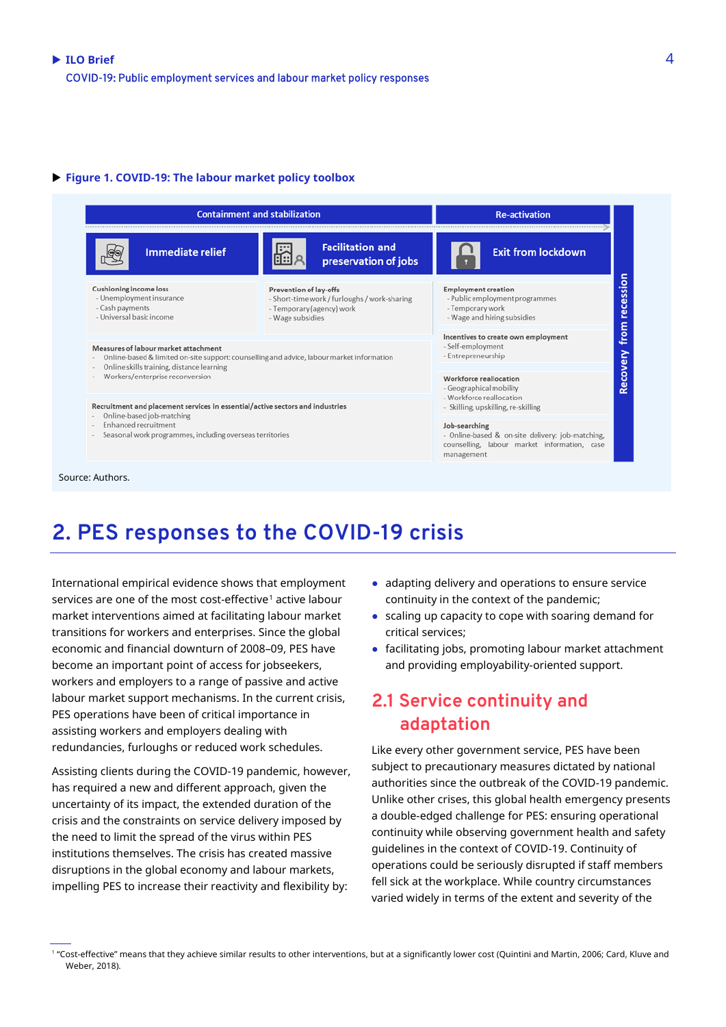### ▶ Figure 1. COVID-19: The labour market policy toolbox

| Containment and stabilization | | Re-activation |
|---|---|---|
| **Immediate relief** | **Facilitation and preservation of jobs** | **Exit from lockdown** |
| **Cushioning income loss**<br>- Unemployment insurance<br>- Cash payments<br>- Universal basic income | **Prevention of lay-offs**<br>- Short-time work / furloughs / work-sharing<br>- Temporary (agency) work<br>- Wage subsidies | **Employment creation**<br>- Public employment programmes<br>- Temporary work<br>- Wage and hiring subsidies |
| **Measures of labour market attachment**<br>- Online-based & limited on-site support: counselling and advice, labour market information<br>- Online skills training, distance learning<br>- Workers/enterprise reconversion | | **Incentives to create own employment**<br>- Self-employment<br>- Entrepreneurship |
| **Recruitment and placement services in essential/active sectors and industries**<br>- Online-based job-matching<br>- Enhanced recruitment<br>- Seasonal work programmes, including overseas territories | | **Workforce reallocation**<br>- Geographical mobility<br>- Workforce reallocation<br>- Skilling, upskilling, re-skilling |
| | | **Job-searching**<br>- Online-based & on-site delivery: job-matching, counselling, labour market information, case management |

Recovery from recession

Source: Authors.

# 2. PES responses to the COVID-19 crisis

International empirical evidence shows that employment services are one of the most cost-effective[1] active labour market interventions aimed at facilitating labour market transitions for workers and enterprises. Since the global economic and financial downturn of 2008–09, PES have become an important point of access for jobseekers, workers and employers to a range of passive and active labour market support mechanisms. In the current crisis, PES operations have been of critical importance in assisting workers and employers dealing with redundancies, furloughs or reduced work schedules.

Assisting clients during the COVID-19 pandemic, however, has required a new and different approach, given the uncertainty of its impact, the extended duration of the crisis and the constraints on service delivery imposed by the need to limit the spread of the virus within PES institutions themselves. The crisis has created massive disruptions in the global economy and labour markets, impelling PES to increase their reactivity and flexibility by:

- adapting delivery and operations to ensure service continuity in the context of the pandemic;
- scaling up capacity to cope with soaring demand for critical services;
- facilitating jobs, promoting labour market attachment and providing employability-oriented support.

## 2.1 Service continuity and adaptation

Like every other government service, PES have been subject to precautionary measures dictated by national authorities since the outbreak of the COVID-19 pandemic. Unlike other crises, this global health emergency presents a double-edged challenge for PES: ensuring operational continuity while observing government health and safety guidelines in the context of COVID-19. Continuity of operations could be seriously disrupted if staff members fell sick at the workplace. While country circumstances varied widely in terms of the extent and severity of the

[1] "Cost-effective" means that they achieve similar results to other interventions, but at a significantly lower cost (Quintini and Martin, 2006; Card, Kluve and Weber, 2018).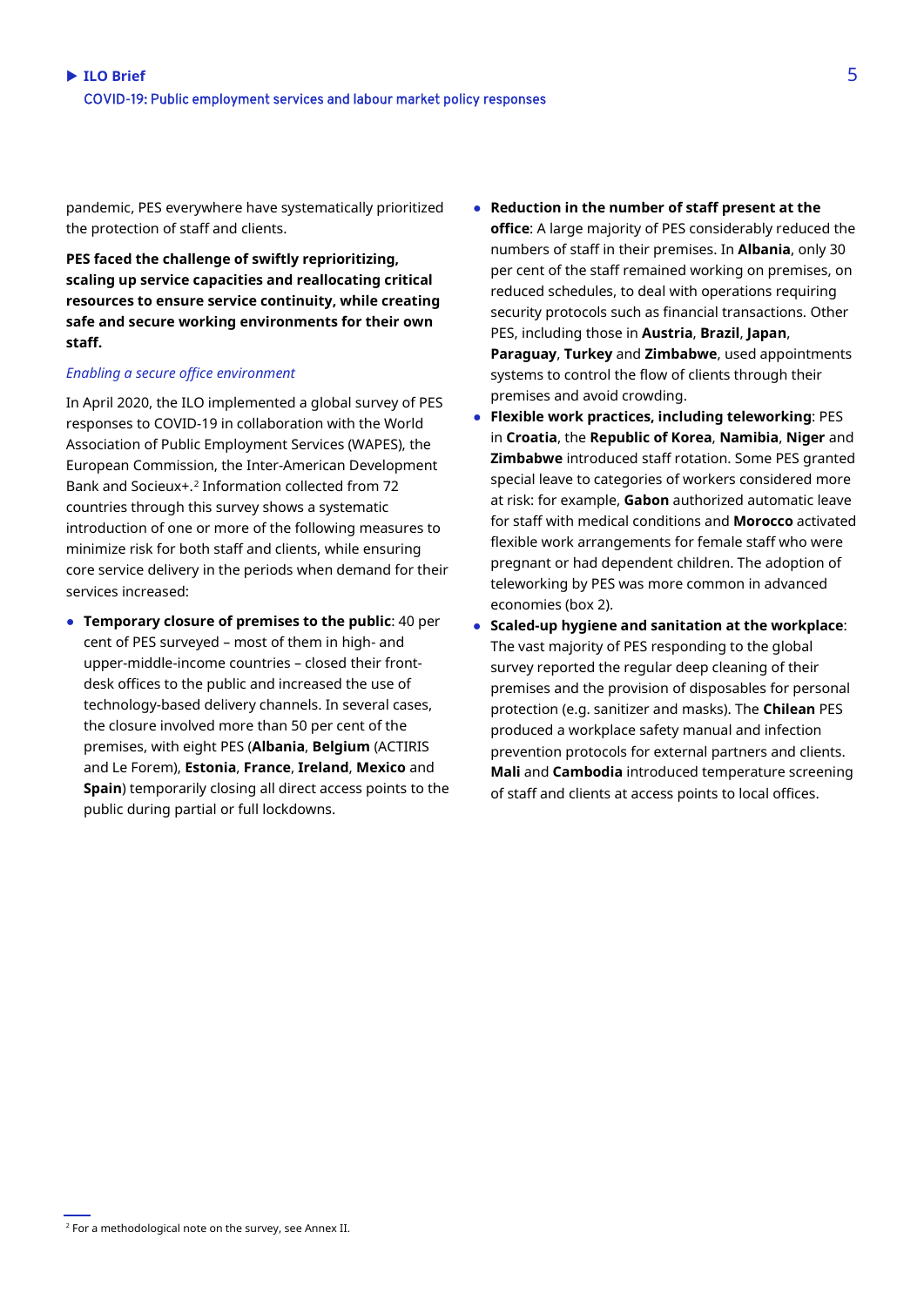pandemic, PES everywhere have systematically prioritized the protection of staff and clients.

**PES faced the challenge of swiftly reprioritizing, scaling up service capacities and reallocating critical resources to ensure service continuity, while creating safe and secure working environments for their own staff.**

*Enabling a secure office environment*

In April 2020, the ILO implemented a global survey of PES responses to COVID-19 in collaboration with the World Association of Public Employment Services (WAPES), the European Commission, the Inter-American Development Bank and Socieux+.[2] Information collected from 72 countries through this survey shows a systematic introduction of one or more of the following measures to minimize risk for both staff and clients, while ensuring core service delivery in the periods when demand for their services increased:

- **Temporary closure of premises to the public**: 40 per cent of PES surveyed – most of them in high- and upper-middle-income countries – closed their front-desk offices to the public and increased the use of technology-based delivery channels. In several cases, the closure involved more than 50 per cent of the premises, with eight PES (**Albania**, **Belgium** (ACTIRIS and Le Forem), **Estonia**, **France**, **Ireland**, **Mexico** and **Spain**) temporarily closing all direct access points to the public during partial or full lockdowns.
- **Reduction in the number of staff present at the office**: A large majority of PES considerably reduced the numbers of staff in their premises. In **Albania**, only 30 per cent of the staff remained working on premises, on reduced schedules, to deal with operations requiring security protocols such as financial transactions. Other PES, including those in **Austria**, **Brazil**, **Japan**, **Paraguay**, **Turkey** and **Zimbabwe**, used appointments systems to control the flow of clients through their premises and avoid crowding.
- **Flexible work practices, including teleworking**: PES in **Croatia**, the **Republic of Korea**, **Namibia**, **Niger** and **Zimbabwe** introduced staff rotation. Some PES granted special leave to categories of workers considered more at risk: for example, **Gabon** authorized automatic leave for staff with medical conditions and **Morocco** activated flexible work arrangements for female staff who were pregnant or had dependent children. The adoption of teleworking by PES was more common in advanced economies (box 2).
- **Scaled-up hygiene and sanitation at the workplace**: The vast majority of PES responding to the global survey reported the regular deep cleaning of their premises and the provision of disposables for personal protection (e.g. sanitizer and masks). The **Chilean** PES produced a workplace safety manual and infection prevention protocols for external partners and clients. **Mali** and **Cambodia** introduced temperature screening of staff and clients at access points to local offices.

[2] For a methodological note on the survey, see Annex II.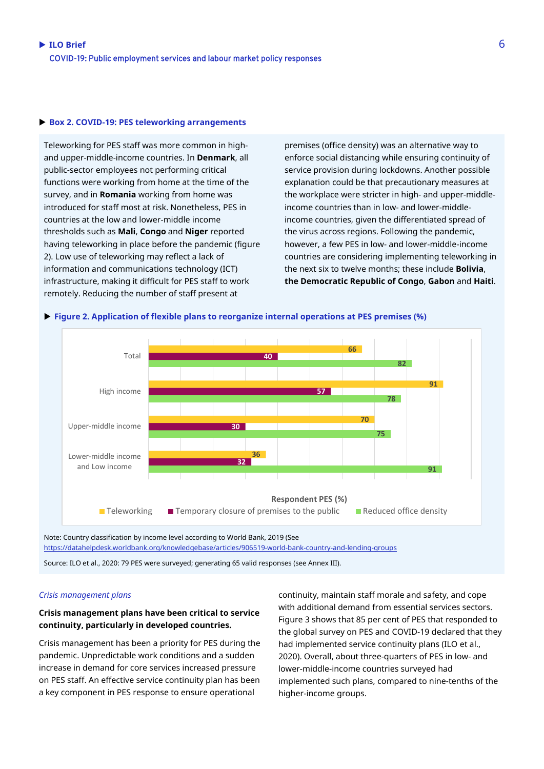### Box 2. COVID-19: PES teleworking arrangements

Teleworking for PES staff was more common in high- and upper-middle-income countries. In **Denmark**, all public-sector employees not performing critical functions were working from home at the time of the survey, and in **Romania** working from home was introduced for staff most at risk. Nonetheless, PES in countries at the low and lower-middle income thresholds such as **Mali**, **Congo** and **Niger** reported having teleworking in place before the pandemic (figure 2). Low use of teleworking may reflect a lack of information and communications technology (ICT) infrastructure, making it difficult for PES staff to work remotely. Reducing the number of staff present at premises (office density) was an alternative way to enforce social distancing while ensuring continuity of service provision during lockdowns. Another possible explanation could be that precautionary measures at the workplace were stricter in high- and upper-middle-income countries than in low- and lower-middle-income countries, given the differentiated spread of the virus across regions. Following the pandemic, however, a few PES in low- and lower-middle-income countries are considering implementing teleworking in the next six to twelve months; these include **Bolivia**, **the Democratic Republic of Congo**, **Gabon** and **Haiti**.

### Figure 2. Application of flexible plans to reorganize internal operations at PES premises (%)

| Respondent PES (%) | Teleworking | Temporary closure of premises to the public | Reduced office density |
|---|---|---|---|
| Total | 66 | 40 | 82 |
| High income | 91 | 57 | 78 |
| Upper-middle income | 70 | 30 | 75 |
| Lower-middle income and Low income | 36 | 32 | 91 |

Note: Country classification by income level according to World Bank, 2019 (See https://datahelpdesk.worldbank.org/knowledgebase/articles/906519-world-bank-country-and-lending-groups

Source: ILO et al., 2020: 79 PES were surveyed; generating 65 valid responses (see Annex III).

*Crisis management plans*

**Crisis management plans have been critical to service continuity, particularly in developed countries.**

Crisis management has been a priority for PES during the pandemic. Unpredictable work conditions and a sudden increase in demand for core services increased pressure on PES staff. An effective service continuity plan has been a key component in PES response to ensure operational continuity, maintain staff morale and safety, and cope with additional demand from essential services sectors. Figure 3 shows that 85 per cent of PES that responded to the global survey on PES and COVID-19 declared that they had implemented service continuity plans (ILO et al., 2020). Overall, about three-quarters of PES in low- and lower-middle-income countries surveyed had implemented such plans, compared to nine-tenths of the higher-income groups.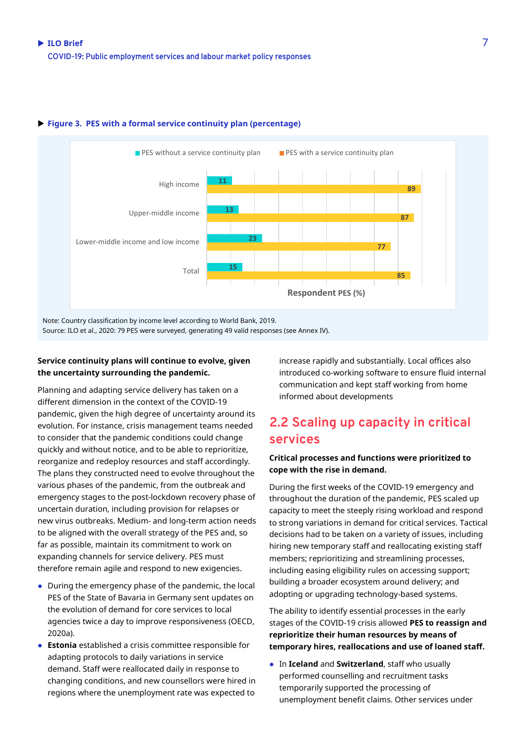**Figure 3. PES with a formal service continuity plan (percentage)**

| | PES without a service continuity plan | PES with a service continuity plan |
|---|---|---|
| High income | 11 | 89 |
| Upper-middle income | 13 | 87 |
| Lower-middle income and low income | 23 | 77 |
| Total | 15 | 85 |

Respondent PES (%)

Note: Country classification by income level according to World Bank, 2019.
Source: ILO et al., 2020: 79 PES were surveyed, generating 49 valid responses (see Annex IV).

**Service continuity plans will continue to evolve, given the uncertainty surrounding the pandemic.**

Planning and adapting service delivery has taken on a different dimension in the context of the COVID-19 pandemic, given the high degree of uncertainty around its evolution. For instance, crisis management teams needed to consider that the pandemic conditions could change quickly and without notice, and to be able to reprioritize, reorganize and redeploy resources and staff accordingly. The plans they constructed need to evolve throughout the various phases of the pandemic, from the outbreak and emergency stages to the post-lockdown recovery phase of uncertain duration, including provision for relapses or new virus outbreaks. Medium- and long-term action needs to be aligned with the overall strategy of the PES and, so far as possible, maintain its commitment to work on expanding channels for service delivery. PES must therefore remain agile and respond to new exigencies.

- During the emergency phase of the pandemic, the local PES of the State of Bavaria in Germany sent updates on the evolution of demand for core services to local agencies twice a day to improve responsiveness (OECD, 2020a).
- **Estonia** established a crisis committee responsible for adapting protocols to daily variations in service demand. Staff were reallocated daily in response to changing conditions, and new counsellors were hired in regions where the unemployment rate was expected to increase rapidly and substantially. Local offices also introduced co-working software to ensure fluid internal communication and kept staff working from home informed about developments

## 2.2 Scaling up capacity in critical services

**Critical processes and functions were prioritized to cope with the rise in demand.**

During the first weeks of the COVID-19 emergency and throughout the duration of the pandemic, PES scaled up capacity to meet the steeply rising workload and respond to strong variations in demand for critical services. Tactical decisions had to be taken on a variety of issues, including hiring new temporary staff and reallocating existing staff members; reprioritizing and streamlining processes, including easing eligibility rules on accessing support; building a broader ecosystem around delivery; and adopting or upgrading technology-based systems.

The ability to identify essential processes in the early stages of the COVID-19 crisis allowed **PES to reassign and reprioritize their human resources by means of temporary hires, reallocations and use of loaned staff.**

- In **Iceland** and **Switzerland**, staff who usually performed counselling and recruitment tasks temporarily supported the processing of unemployment benefit claims. Other services under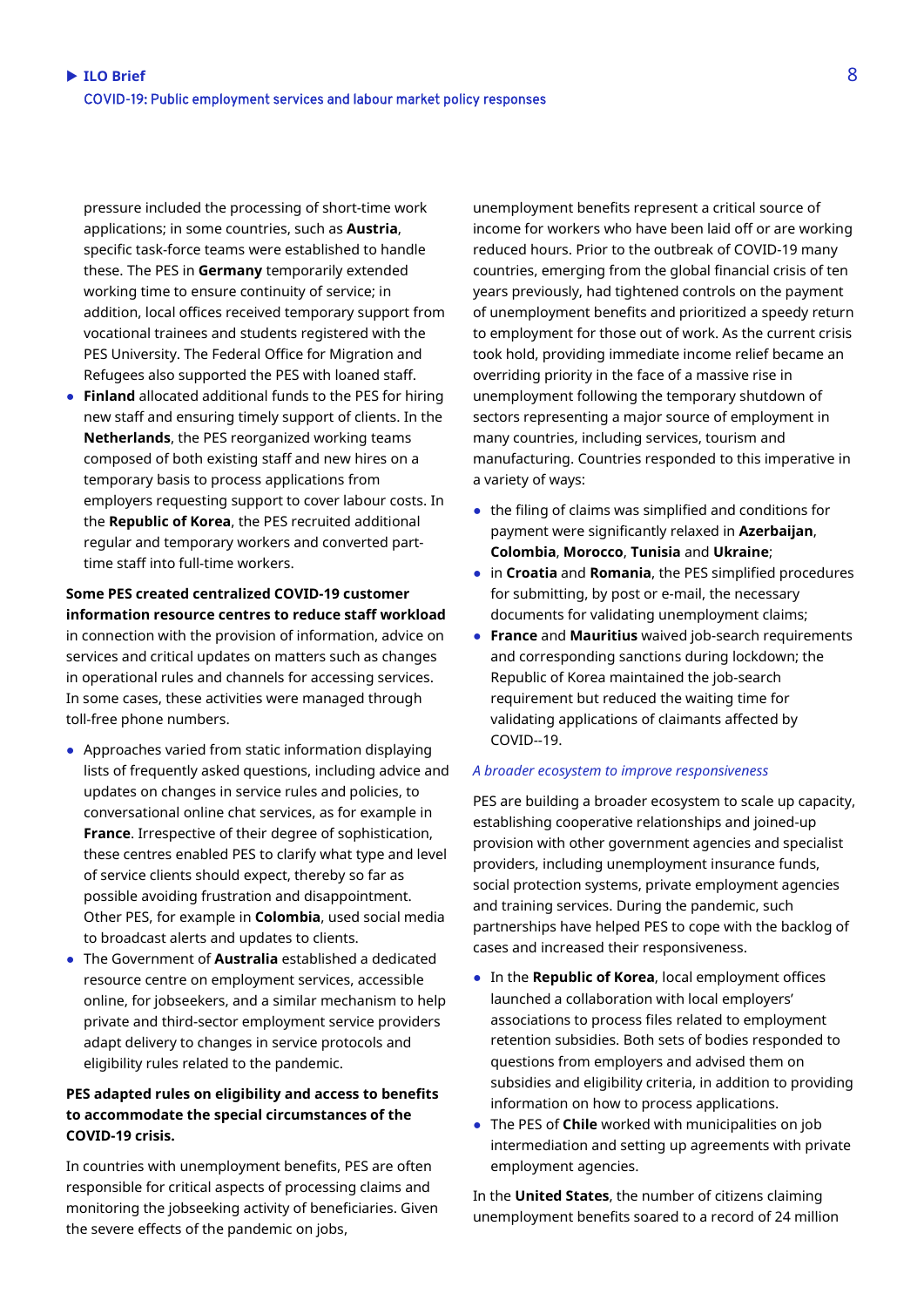pressure included the processing of short-time work applications; in some countries, such as **Austria**, specific task-force teams were established to handle these. The PES in **Germany** temporarily extended working time to ensure continuity of service; in addition, local offices received temporary support from vocational trainees and students registered with the PES University. The Federal Office for Migration and Refugees also supported the PES with loaned staff.

- **Finland** allocated additional funds to the PES for hiring new staff and ensuring timely support of clients. In the **Netherlands**, the PES reorganized working teams composed of both existing staff and new hires on a temporary basis to process applications from employers requesting support to cover labour costs. In the **Republic of Korea**, the PES recruited additional regular and temporary workers and converted part-time staff into full-time workers.

**Some PES created centralized COVID-19 customer information resource centres to reduce staff workload** in connection with the provision of information, advice on services and critical updates on matters such as changes in operational rules and channels for accessing services. In some cases, these activities were managed through toll-free phone numbers.

- Approaches varied from static information displaying lists of frequently asked questions, including advice and updates on changes in service rules and policies, to conversational online chat services, as for example in **France**. Irrespective of their degree of sophistication, these centres enabled PES to clarify what type and level of service clients should expect, thereby so far as possible avoiding frustration and disappointment. Other PES, for example in **Colombia**, used social media to broadcast alerts and updates to clients.
- The Government of **Australia** established a dedicated resource centre on employment services, accessible online, for jobseekers, and a similar mechanism to help private and third-sector employment service providers adapt delivery to changes in service protocols and eligibility rules related to the pandemic.

**PES adapted rules on eligibility and access to benefits to accommodate the special circumstances of the COVID-19 crisis.**

In countries with unemployment benefits, PES are often responsible for critical aspects of processing claims and monitoring the jobseeking activity of beneficiaries. Given the severe effects of the pandemic on jobs, unemployment benefits represent a critical source of income for workers who have been laid off or are working reduced hours. Prior to the outbreak of COVID-19 many countries, emerging from the global financial crisis of ten years previously, had tightened controls on the payment of unemployment benefits and prioritized a speedy return to employment for those out of work. As the current crisis took hold, providing immediate income relief became an overriding priority in the face of a massive rise in unemployment following the temporary shutdown of sectors representing a major source of employment in many countries, including services, tourism and manufacturing. Countries responded to this imperative in a variety of ways:

- the filing of claims was simplified and conditions for payment were significantly relaxed in **Azerbaijan**, **Colombia**, **Morocco**, **Tunisia** and **Ukraine**;
- in **Croatia** and **Romania**, the PES simplified procedures for submitting, by post or e-mail, the necessary documents for validating unemployment claims;
- **France** and **Mauritius** waived job-search requirements and corresponding sanctions during lockdown; the Republic of Korea maintained the job-search requirement but reduced the waiting time for validating applications of claimants affected by COVID--19.

*A broader ecosystem to improve responsiveness*

PES are building a broader ecosystem to scale up capacity, establishing cooperative relationships and joined-up provision with other government agencies and specialist providers, including unemployment insurance funds, social protection systems, private employment agencies and training services. During the pandemic, such partnerships have helped PES to cope with the backlog of cases and increased their responsiveness.

- In the **Republic of Korea**, local employment offices launched a collaboration with local employers' associations to process files related to employment retention subsidies. Both sets of bodies responded to questions from employers and advised them on subsidies and eligibility criteria, in addition to providing information on how to process applications.
- The PES of **Chile** worked with municipalities on job intermediation and setting up agreements with private employment agencies.

In the **United States**, the number of citizens claiming unemployment benefits soared to a record of 24 million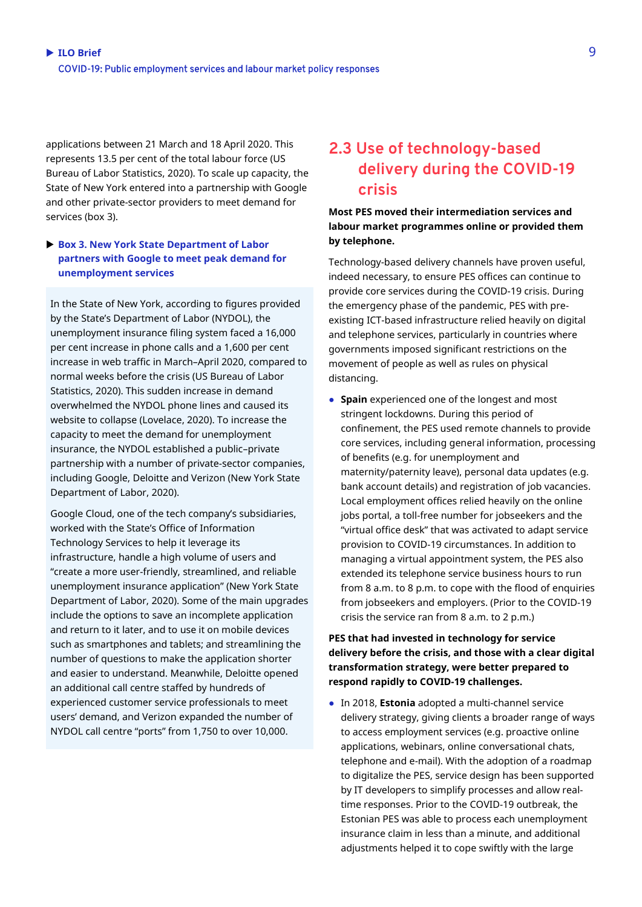applications between 21 March and 18 April 2020. This represents 13.5 per cent of the total labour force (US Bureau of Labor Statistics, 2020). To scale up capacity, the State of New York entered into a partnership with Google and other private-sector providers to meet demand for services (box 3).

**Box 3. New York State Department of Labor partners with Google to meet peak demand for unemployment services**

In the State of New York, according to figures provided by the State's Department of Labor (NYDOL), the unemployment insurance filing system faced a 16,000 per cent increase in phone calls and a 1,600 per cent increase in web traffic in March–April 2020, compared to normal weeks before the crisis (US Bureau of Labor Statistics, 2020). This sudden increase in demand overwhelmed the NYDOL phone lines and caused its website to collapse (Lovelace, 2020). To increase the capacity to meet the demand for unemployment insurance, the NYDOL established a public–private partnership with a number of private-sector companies, including Google, Deloitte and Verizon (New York State Department of Labor, 2020).

Google Cloud, one of the tech company's subsidiaries, worked with the State's Office of Information Technology Services to help it leverage its infrastructure, handle a high volume of users and "create a more user-friendly, streamlined, and reliable unemployment insurance application" (New York State Department of Labor, 2020). Some of the main upgrades include the options to save an incomplete application and return to it later, and to use it on mobile devices such as smartphones and tablets; and streamlining the number of questions to make the application shorter and easier to understand. Meanwhile, Deloitte opened an additional call centre staffed by hundreds of experienced customer service professionals to meet users' demand, and Verizon expanded the number of NYDOL call centre "ports" from 1,750 to over 10,000.

## 2.3 Use of technology-based delivery during the COVID-19 crisis

**Most PES moved their intermediation services and labour market programmes online or provided them by telephone.**

Technology-based delivery channels have proven useful, indeed necessary, to ensure PES offices can continue to provide core services during the COVID-19 crisis. During the emergency phase of the pandemic, PES with pre-existing ICT-based infrastructure relied heavily on digital and telephone services, particularly in countries where governments imposed significant restrictions on the movement of people as well as rules on physical distancing.

- **Spain** experienced one of the longest and most stringent lockdowns. During this period of confinement, the PES used remote channels to provide core services, including general information, processing of benefits (e.g. for unemployment and maternity/paternity leave), personal data updates (e.g. bank account details) and registration of job vacancies. Local employment offices relied heavily on the online jobs portal, a toll-free number for jobseekers and the "virtual office desk" that was activated to adapt service provision to COVID-19 circumstances. In addition to managing a virtual appointment system, the PES also extended its telephone service business hours to run from 8 a.m. to 8 p.m. to cope with the flood of enquiries from jobseekers and employers. (Prior to the COVID-19 crisis the service ran from 8 a.m. to 2 p.m.)

**PES that had invested in technology for service delivery before the crisis, and those with a clear digital transformation strategy, were better prepared to respond rapidly to COVID-19 challenges.**

- In 2018, **Estonia** adopted a multi-channel service delivery strategy, giving clients a broader range of ways to access employment services (e.g. proactive online applications, webinars, online conversational chats, telephone and e-mail). With the adoption of a roadmap to digitalize the PES, service design has been supported by IT developers to simplify processes and allow real-time responses. Prior to the COVID-19 outbreak, the Estonian PES was able to process each unemployment insurance claim in less than a minute, and additional adjustments helped it to cope swiftly with the large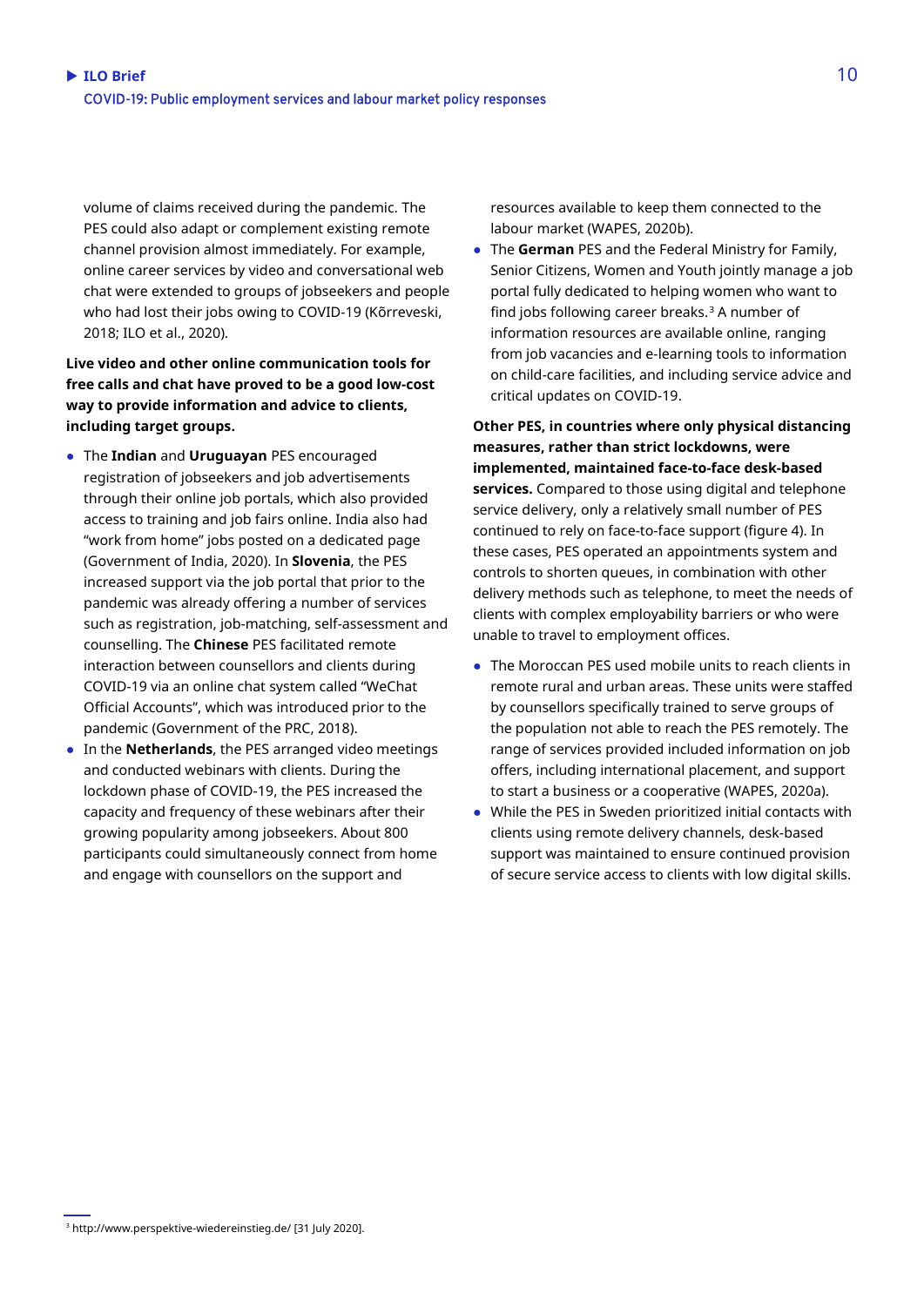volume of claims received during the pandemic. The PES could also adapt or complement existing remote channel provision almost immediately. For example, online career services by video and conversational web chat were extended to groups of jobseekers and people who had lost their jobs owing to COVID-19 (Kõrreveski, 2018; ILO et al., 2020).

**Live video and other online communication tools for free calls and chat have proved to be a good low-cost way to provide information and advice to clients, including target groups.**

- The **Indian** and **Uruguayan** PES encouraged registration of jobseekers and job advertisements through their online job portals, which also provided access to training and job fairs online. India also had "work from home" jobs posted on a dedicated page (Government of India, 2020). In **Slovenia**, the PES increased support via the job portal that prior to the pandemic was already offering a number of services such as registration, job-matching, self-assessment and counselling. The **Chinese** PES facilitated remote interaction between counsellors and clients during COVID-19 via an online chat system called "WeChat Official Accounts", which was introduced prior to the pandemic (Government of the PRC, 2018).
- In the **Netherlands**, the PES arranged video meetings and conducted webinars with clients. During the lockdown phase of COVID-19, the PES increased the capacity and frequency of these webinars after their growing popularity among jobseekers. About 800 participants could simultaneously connect from home and engage with counsellors on the support and resources available to keep them connected to the labour market (WAPES, 2020b).
- The **German** PES and the Federal Ministry for Family, Senior Citizens, Women and Youth jointly manage a job portal fully dedicated to helping women who want to find jobs following career breaks.[3] A number of information resources are available online, ranging from job vacancies and e-learning tools to information on child-care facilities, and including service advice and critical updates on COVID-19.

**Other PES, in countries where only physical distancing measures, rather than strict lockdowns, were implemented, maintained face-to-face desk-based services.** Compared to those using digital and telephone service delivery, only a relatively small number of PES continued to rely on face-to-face support (figure 4). In these cases, PES operated an appointments system and controls to shorten queues, in combination with other delivery methods such as telephone, to meet the needs of clients with complex employability barriers or who were unable to travel to employment offices.

- The Moroccan PES used mobile units to reach clients in remote rural and urban areas. These units were staffed by counsellors specifically trained to serve groups of the population not able to reach the PES remotely. The range of services provided included information on job offers, including international placement, and support to start a business or a cooperative (WAPES, 2020a).
- While the PES in Sweden prioritized initial contacts with clients using remote delivery channels, desk-based support was maintained to ensure continued provision of secure service access to clients with low digital skills.

[3] http://www.perspektive-wiedereinstieg.de/ [31 July 2020].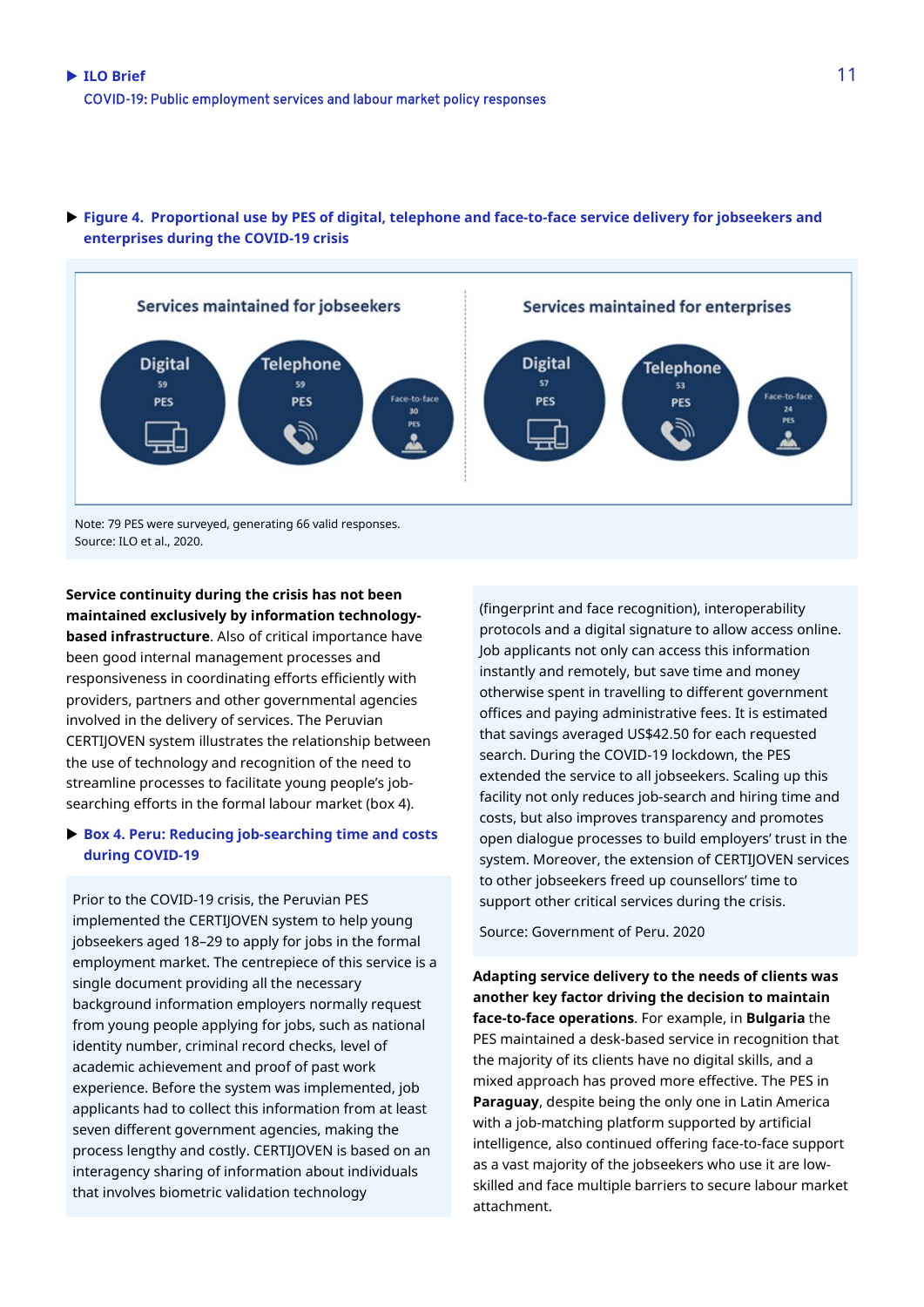**Figure 4. Proportional use by PES of digital, telephone and face-to-face service delivery for jobseekers and enterprises during the COVID-19 crisis**

| Services maintained for jobseekers | | | Services maintained for enterprises | | |
|---|---|---|---|---|---|
| Digital | Telephone | Face-to-face | Digital | Telephone | Face-to-face |
| 59 PES | 59 PES | 30 PES | 57 PES | 53 PES | 24 PES |

Note: 79 PES were surveyed, generating 66 valid responses.
Source: ILO et al., 2020.

**Service continuity during the crisis has not been maintained exclusively by information technology-based infrastructure**. Also of critical importance have been good internal management processes and responsiveness in coordinating efforts efficiently with providers, partners and other governmental agencies involved in the delivery of services. The Peruvian CERTIJOVEN system illustrates the relationship between the use of technology and recognition of the need to streamline processes to facilitate young people's job-searching efforts in the formal labour market (box 4).

**Box 4. Peru: Reducing job-searching time and costs during COVID-19**

Prior to the COVID-19 crisis, the Peruvian PES implemented the CERTIJOVEN system to help young jobseekers aged 18–29 to apply for jobs in the formal employment market. The centrepiece of this service is a single document providing all the necessary background information employers normally request from young people applying for jobs, such as national identity number, criminal record checks, level of academic achievement and proof of past work experience. Before the system was implemented, job applicants had to collect this information from at least seven different government agencies, making the process lengthy and costly. CERTIJOVEN is based on an interagency sharing of information about individuals that involves biometric validation technology (fingerprint and face recognition), interoperability protocols and a digital signature to allow access online. Job applicants not only can access this information instantly and remotely, but save time and money otherwise spent in travelling to different government offices and paying administrative fees. It is estimated that savings averaged US$42.50 for each requested search. During the COVID-19 lockdown, the PES extended the service to all jobseekers. Scaling up this facility not only reduces job-search and hiring time and costs, but also improves transparency and promotes open dialogue processes to build employers' trust in the system. Moreover, the extension of CERTIJOVEN services to other jobseekers freed up counsellors' time to support other critical services during the crisis.

Source: Government of Peru. 2020

**Adapting service delivery to the needs of clients was another key factor driving the decision to maintain face-to-face operations**. For example, in **Bulgaria** the PES maintained a desk-based service in recognition that the majority of its clients have no digital skills, and a mixed approach has proved more effective. The PES in **Paraguay**, despite being the only one in Latin America with a job-matching platform supported by artificial intelligence, also continued offering face-to-face support as a vast majority of the jobseekers who use it are low-skilled and face multiple barriers to secure labour market attachment.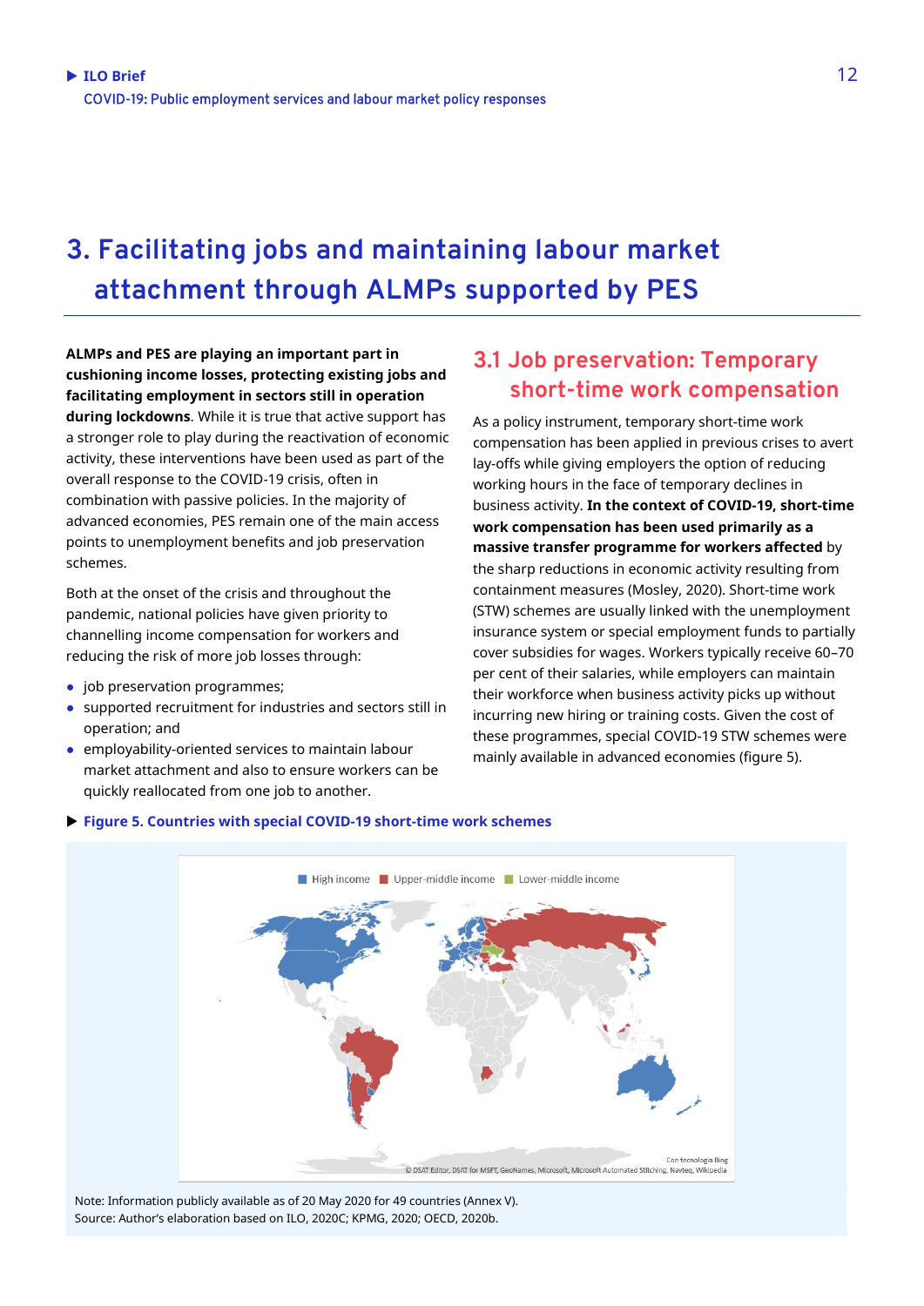# 3. Facilitating jobs and maintaining labour market attachment through ALMPs supported by PES

**ALMPs and PES are playing an important part in cushioning income losses, protecting existing jobs and facilitating employment in sectors still in operation during lockdowns**. While it is true that active support has a stronger role to play during the reactivation of economic activity, these interventions have been used as part of the overall response to the COVID-19 crisis, often in combination with passive policies. In the majority of advanced economies, PES remain one of the main access points to unemployment benefits and job preservation schemes.

Both at the onset of the crisis and throughout the pandemic, national policies have given priority to channelling income compensation for workers and reducing the risk of more job losses through:

- job preservation programmes;
- supported recruitment for industries and sectors still in operation; and
- employability-oriented services to maintain labour market attachment and also to ensure workers can be quickly reallocated from one job to another.

## 3.1 Job preservation: Temporary short-time work compensation

As a policy instrument, temporary short-time work compensation has been applied in previous crises to avert lay-offs while giving employers the option of reducing working hours in the face of temporary declines in business activity. **In the context of COVID-19, short-time work compensation has been used primarily as a massive transfer programme for workers affected** by the sharp reductions in economic activity resulting from containment measures (Mosley, 2020). Short-time work (STW) schemes are usually linked with the unemployment insurance system or special employment funds to partially cover subsidies for wages. Workers typically receive 60–70 per cent of their salaries, while employers can maintain their workforce when business activity picks up without incurring new hiring or training costs. Given the cost of these programmes, special COVID-19 STW schemes were mainly available in advanced economies (figure 5).

**Figure 5. Countries with special COVID-19 short-time work schemes**

Note: Information publicly available as of 20 May 2020 for 49 countries (Annex V).
Source: Author's elaboration based on ILO, 2020C; KPMG, 2020; OECD, 2020b.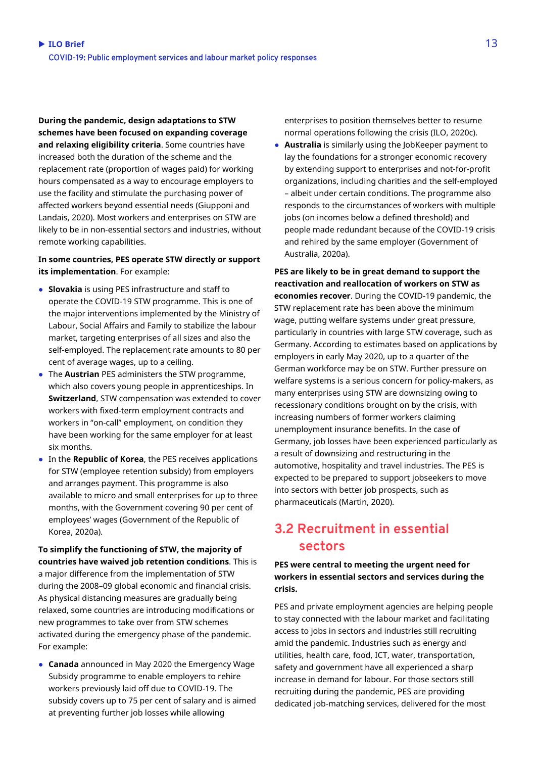**During the pandemic, design adaptations to STW schemes have been focused on expanding coverage and relaxing eligibility criteria**. Some countries have increased both the duration of the scheme and the replacement rate (proportion of wages paid) for working hours compensated as a way to encourage employers to use the facility and stimulate the purchasing power of affected workers beyond essential needs (Giupponi and Landais, 2020). Most workers and enterprises on STW are likely to be in non-essential sectors and industries, without remote working capabilities.

**In some countries, PES operate STW directly or support its implementation**. For example:

- **Slovakia** is using PES infrastructure and staff to operate the COVID-19 STW programme. This is one of the major interventions implemented by the Ministry of Labour, Social Affairs and Family to stabilize the labour market, targeting enterprises of all sizes and also the self-employed. The replacement rate amounts to 80 per cent of average wages, up to a ceiling.
- The **Austrian** PES administers the STW programme, which also covers young people in apprenticeships. In **Switzerland**, STW compensation was extended to cover workers with fixed-term employment contracts and workers in "on-call" employment, on condition they have been working for the same employer for at least six months.
- In the **Republic of Korea**, the PES receives applications for STW (employee retention subsidy) from employers and arranges payment. This programme is also available to micro and small enterprises for up to three months, with the Government covering 90 per cent of employees' wages (Government of the Republic of Korea, 2020a).

**To simplify the functioning of STW, the majority of countries have waived job retention conditions**. This is a major difference from the implementation of STW during the 2008–09 global economic and financial crisis. As physical distancing measures are gradually being relaxed, some countries are introducing modifications or new programmes to take over from STW schemes activated during the emergency phase of the pandemic. For example:

- **Canada** announced in May 2020 the Emergency Wage Subsidy programme to enable employers to rehire workers previously laid off due to COVID-19. The subsidy covers up to 75 per cent of salary and is aimed at preventing further job losses while allowing enterprises to position themselves better to resume normal operations following the crisis (ILO, 2020c).
- **Australia** is similarly using the JobKeeper payment to lay the foundations for a stronger economic recovery by extending support to enterprises and not-for-profit organizations, including charities and the self-employed – albeit under certain conditions. The programme also responds to the circumstances of workers with multiple jobs (on incomes below a defined threshold) and people made redundant because of the COVID-19 crisis and rehired by the same employer (Government of Australia, 2020a).

**PES are likely to be in great demand to support the reactivation and reallocation of workers on STW as economies recover**. During the COVID-19 pandemic, the STW replacement rate has been above the minimum wage, putting welfare systems under great pressure, particularly in countries with large STW coverage, such as Germany. According to estimates based on applications by employers in early May 2020, up to a quarter of the German workforce may be on STW. Further pressure on welfare systems is a serious concern for policy-makers, as many enterprises using STW are downsizing owing to recessionary conditions brought on by the crisis, with increasing numbers of former workers claiming unemployment insurance benefits. In the case of Germany, job losses have been experienced particularly as a result of downsizing and restructuring in the automotive, hospitality and travel industries. The PES is expected to be prepared to support jobseekers to move into sectors with better job prospects, such as pharmaceuticals (Martin, 2020).

## 3.2 Recruitment in essential sectors

**PES were central to meeting the urgent need for workers in essential sectors and services during the crisis.**

PES and private employment agencies are helping people to stay connected with the labour market and facilitating access to jobs in sectors and industries still recruiting amid the pandemic. Industries such as energy and utilities, health care, food, ICT, water, transportation, safety and government have all experienced a sharp increase in demand for labour. For those sectors still recruiting during the pandemic, PES are providing dedicated job-matching services, delivered for the most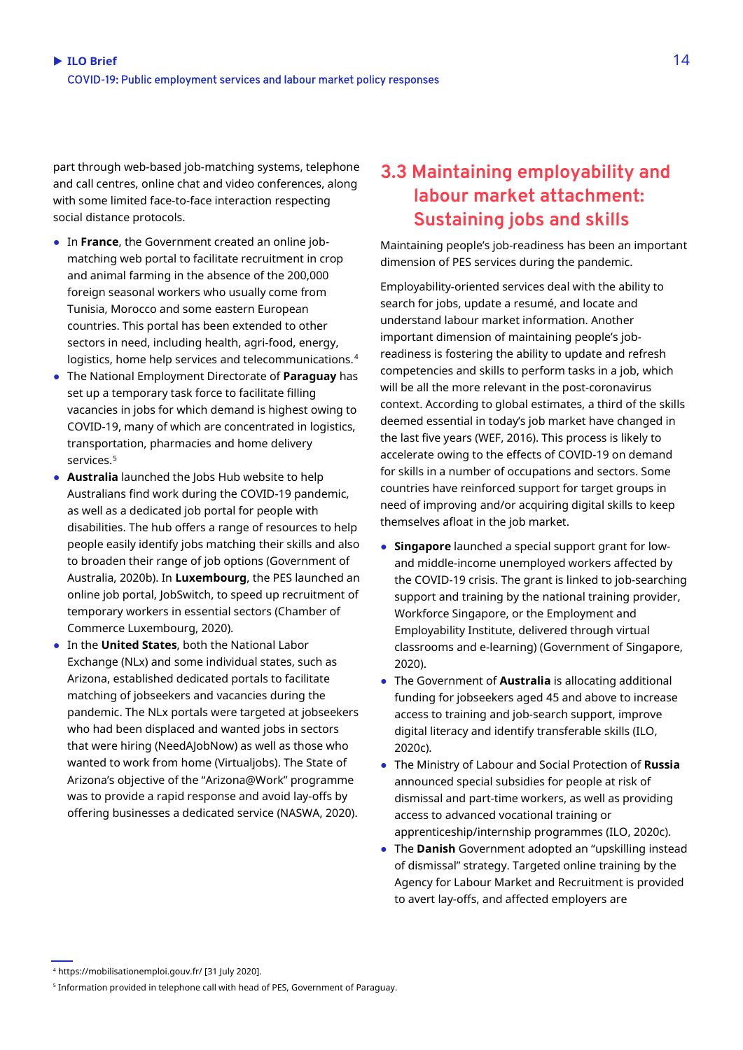part through web-based job-matching systems, telephone and call centres, online chat and video conferences, along with some limited face-to-face interaction respecting social distance protocols.

- In **France**, the Government created an online job-matching web portal to facilitate recruitment in crop and animal farming in the absence of the 200,000 foreign seasonal workers who usually come from Tunisia, Morocco and some eastern European countries. This portal has been extended to other sectors in need, including health, agri-food, energy, logistics, home help services and telecommunications.[4]
- The National Employment Directorate of **Paraguay** has set up a temporary task force to facilitate filling vacancies in jobs for which demand is highest owing to COVID-19, many of which are concentrated in logistics, transportation, pharmacies and home delivery services.[5]
- **Australia** launched the Jobs Hub website to help Australians find work during the COVID-19 pandemic, as well as a dedicated job portal for people with disabilities. The hub offers a range of resources to help people easily identify jobs matching their skills and also to broaden their range of job options (Government of Australia, 2020b). In **Luxembourg**, the PES launched an online job portal, JobSwitch, to speed up recruitment of temporary workers in essential sectors (Chamber of Commerce Luxembourg, 2020).
- In the **United States**, both the National Labor Exchange (NLx) and some individual states, such as Arizona, established dedicated portals to facilitate matching of jobseekers and vacancies during the pandemic. The NLx portals were targeted at jobseekers who had been displaced and wanted jobs in sectors that were hiring (NeedAJobNow) as well as those who wanted to work from home (Virtualjobs). The State of Arizona's objective of the "Arizona@Work" programme was to provide a rapid response and avoid lay-offs by offering businesses a dedicated service (NASWA, 2020).

## 3.3 Maintaining employability and labour market attachment: Sustaining jobs and skills

Maintaining people's job-readiness has been an important dimension of PES services during the pandemic.

Employability-oriented services deal with the ability to search for jobs, update a resumé, and locate and understand labour market information. Another important dimension of maintaining people's job-readiness is fostering the ability to update and refresh competencies and skills to perform tasks in a job, which will be all the more relevant in the post-coronavirus context. According to global estimates, a third of the skills deemed essential in today's job market have changed in the last five years (WEF, 2016). This process is likely to accelerate owing to the effects of COVID-19 on demand for skills in a number of occupations and sectors. Some countries have reinforced support for target groups in need of improving and/or acquiring digital skills to keep themselves afloat in the job market.

- **Singapore** launched a special support grant for low- and middle-income unemployed workers affected by the COVID-19 crisis. The grant is linked to job-searching support and training by the national training provider, Workforce Singapore, or the Employment and Employability Institute, delivered through virtual classrooms and e-learning) (Government of Singapore, 2020).
- The Government of **Australia** is allocating additional funding for jobseekers aged 45 and above to increase access to training and job-search support, improve digital literacy and identify transferable skills (ILO, 2020c).
- The Ministry of Labour and Social Protection of **Russia** announced special subsidies for people at risk of dismissal and part-time workers, as well as providing access to advanced vocational training or apprenticeship/internship programmes (ILO, 2020c).
- The **Danish** Government adopted an "upskilling instead of dismissal" strategy. Targeted online training by the Agency for Labour Market and Recruitment is provided to avert lay-offs, and affected employers are

---

[4] https://mobilisationemploi.gouv.fr/ [31 July 2020].

[5] Information provided in telephone call with head of PES, Government of Paraguay.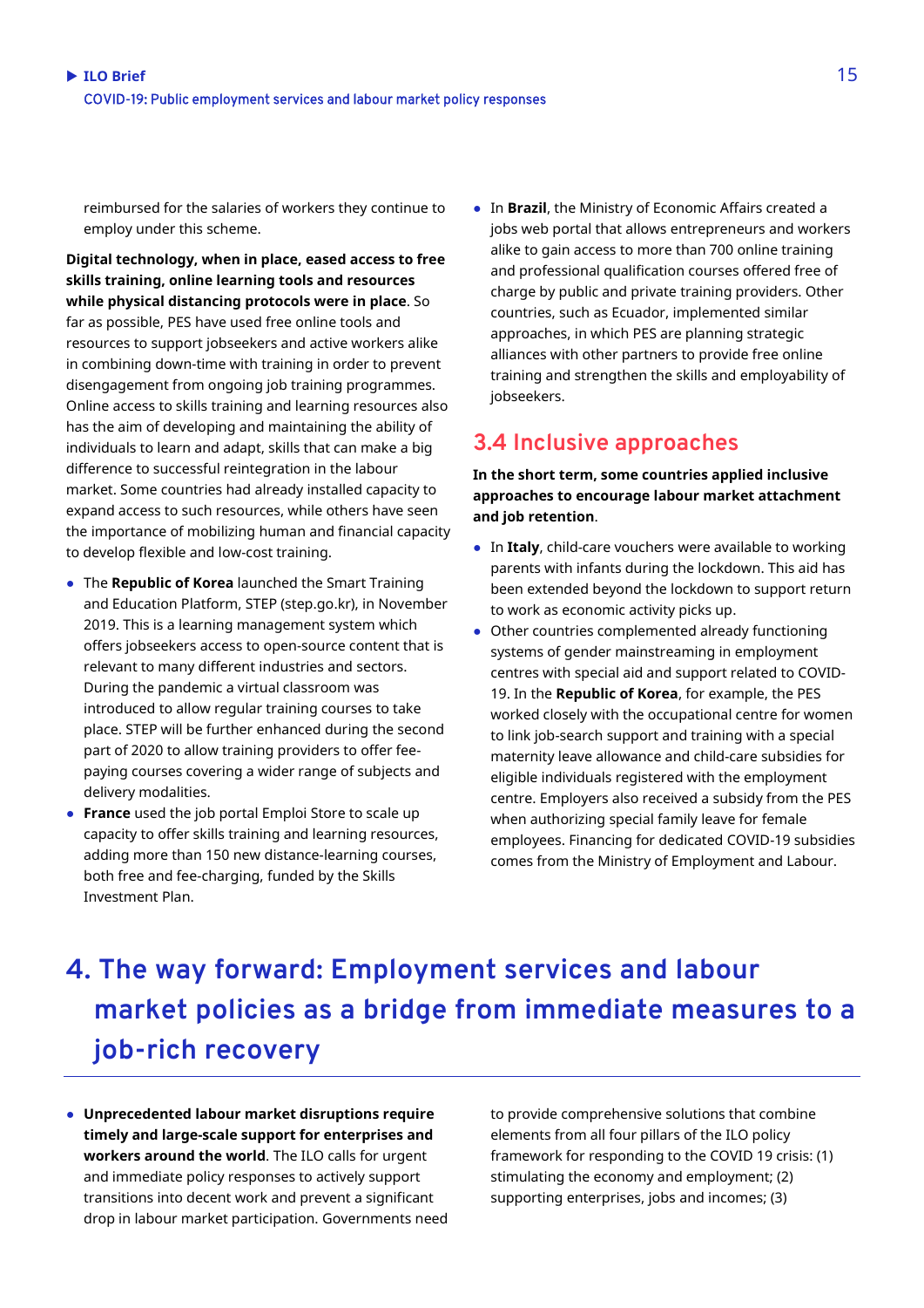reimbursed for the salaries of workers they continue to employ under this scheme.

**Digital technology, when in place, eased access to free skills training, online learning tools and resources while physical distancing protocols were in place**. So far as possible, PES have used free online tools and resources to support jobseekers and active workers alike in combining down-time with training in order to prevent disengagement from ongoing job training programmes. Online access to skills training and learning resources also has the aim of developing and maintaining the ability of individuals to learn and adapt, skills that can make a big difference to successful reintegration in the labour market. Some countries had already installed capacity to expand access to such resources, while others have seen the importance of mobilizing human and financial capacity to develop flexible and low-cost training.

- The **Republic of Korea** launched the Smart Training and Education Platform, STEP (step.go.kr), in November 2019. This is a learning management system which offers jobseekers access to open-source content that is relevant to many different industries and sectors. During the pandemic a virtual classroom was introduced to allow regular training courses to take place. STEP will be further enhanced during the second part of 2020 to allow training providers to offer fee-paying courses covering a wider range of subjects and delivery modalities.
- **France** used the job portal Emploi Store to scale up capacity to offer skills training and learning resources, adding more than 150 new distance-learning courses, both free and fee-charging, funded by the Skills Investment Plan.
- In **Brazil**, the Ministry of Economic Affairs created a jobs web portal that allows entrepreneurs and workers alike to gain access to more than 700 online training and professional qualification courses offered free of charge by public and private training providers. Other countries, such as Ecuador, implemented similar approaches, in which PES are planning strategic alliances with other partners to provide free online training and strengthen the skills and employability of jobseekers.

## 3.4 Inclusive approaches

**In the short term, some countries applied inclusive approaches to encourage labour market attachment and job retention**.

- In **Italy**, child-care vouchers were available to working parents with infants during the lockdown. This aid has been extended beyond the lockdown to support return to work as economic activity picks up.
- Other countries complemented already functioning systems of gender mainstreaming in employment centres with special aid and support related to COVID-19. In the **Republic of Korea**, for example, the PES worked closely with the occupational centre for women to link job-search support and training with a special maternity leave allowance and child-care subsidies for eligible individuals registered with the employment centre. Employers also received a subsidy from the PES when authorizing special family leave for female employees. Financing for dedicated COVID-19 subsidies comes from the Ministry of Employment and Labour.

# 4. The way forward: Employment services and labour market policies as a bridge from immediate measures to a job-rich recovery

- **Unprecedented labour market disruptions require timely and large-scale support for enterprises and workers around the world**. The ILO calls for urgent and immediate policy responses to actively support transitions into decent work and prevent a significant drop in labour market participation. Governments need to provide comprehensive solutions that combine elements from all four pillars of the ILO policy framework for responding to the COVID 19 crisis: (1) stimulating the economy and employment; (2) supporting enterprises, jobs and incomes; (3)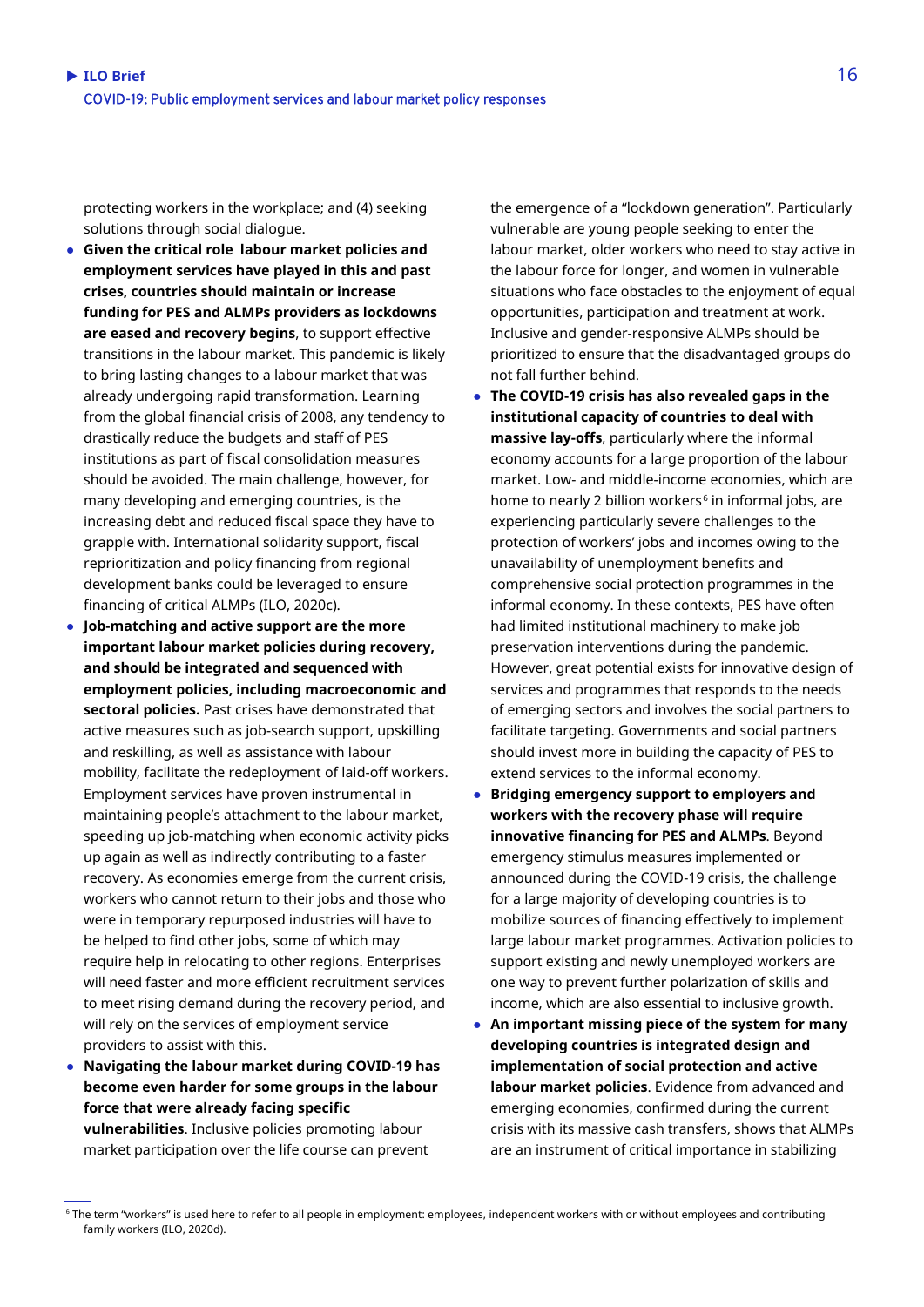protecting workers in the workplace; and (4) seeking solutions through social dialogue.

- **Given the critical role labour market policies and employment services have played in this and past crises, countries should maintain or increase funding for PES and ALMPs providers as lockdowns are eased and recovery begins**, to support effective transitions in the labour market. This pandemic is likely to bring lasting changes to a labour market that was already undergoing rapid transformation. Learning from the global financial crisis of 2008, any tendency to drastically reduce the budgets and staff of PES institutions as part of fiscal consolidation measures should be avoided. The main challenge, however, for many developing and emerging countries, is the increasing debt and reduced fiscal space they have to grapple with. International solidarity support, fiscal reprioritization and policy financing from regional development banks could be leveraged to ensure financing of critical ALMPs (ILO, 2020c).
- **Job-matching and active support are the more important labour market policies during recovery, and should be integrated and sequenced with employment policies, including macroeconomic and sectoral policies.** Past crises have demonstrated that active measures such as job-search support, upskilling and reskilling, as well as assistance with labour mobility, facilitate the redeployment of laid-off workers. Employment services have proven instrumental in maintaining people's attachment to the labour market, speeding up job-matching when economic activity picks up again as well as indirectly contributing to a faster recovery. As economies emerge from the current crisis, workers who cannot return to their jobs and those who were in temporary repurposed industries will have to be helped to find other jobs, some of which may require help in relocating to other regions. Enterprises will need faster and more efficient recruitment services to meet rising demand during the recovery period, and will rely on the services of employment service providers to assist with this.
- **Navigating the labour market during COVID-19 has become even harder for some groups in the labour force that were already facing specific vulnerabilities**. Inclusive policies promoting labour market participation over the life course can prevent the emergence of a "lockdown generation". Particularly vulnerable are young people seeking to enter the labour market, older workers who need to stay active in the labour force for longer, and women in vulnerable situations who face obstacles to the enjoyment of equal opportunities, participation and treatment at work. Inclusive and gender-responsive ALMPs should be prioritized to ensure that the disadvantaged groups do not fall further behind.
- **The COVID-19 crisis has also revealed gaps in the institutional capacity of countries to deal with massive lay-offs**, particularly where the informal economy accounts for a large proportion of the labour market. Low- and middle-income economies, which are home to nearly 2 billion workers[6] in informal jobs, are experiencing particularly severe challenges to the protection of workers' jobs and incomes owing to the unavailability of unemployment benefits and comprehensive social protection programmes in the informal economy. In these contexts, PES have often had limited institutional machinery to make job preservation interventions during the pandemic. However, great potential exists for innovative design of services and programmes that responds to the needs of emerging sectors and involves the social partners to facilitate targeting. Governments and social partners should invest more in building the capacity of PES to extend services to the informal economy.
- **Bridging emergency support to employers and workers with the recovery phase will require innovative financing for PES and ALMPs**. Beyond emergency stimulus measures implemented or announced during the COVID-19 crisis, the challenge for a large majority of developing countries is to mobilize sources of financing effectively to implement large labour market programmes. Activation policies to support existing and newly unemployed workers are one way to prevent further polarization of skills and income, which are also essential to inclusive growth.
- **An important missing piece of the system for many developing countries is integrated design and implementation of social protection and active labour market policies**. Evidence from advanced and emerging economies, confirmed during the current crisis with its massive cash transfers, shows that ALMPs are an instrument of critical importance in stabilizing

[6] The term "workers" is used here to refer to all people in employment: employees, independent workers with or without employees and contributing family workers (ILO, 2020d).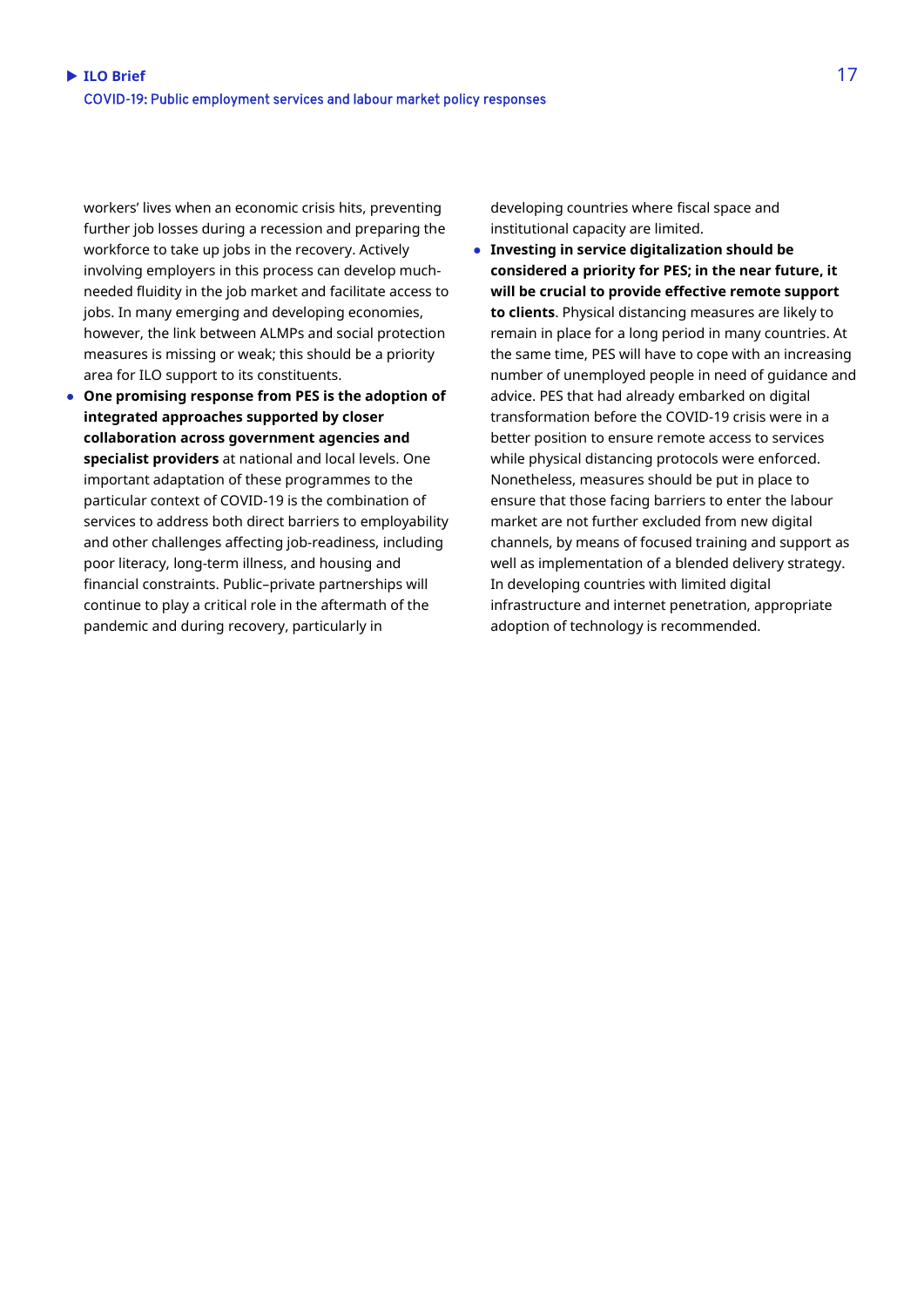workers' lives when an economic crisis hits, preventing further job losses during a recession and preparing the workforce to take up jobs in the recovery. Actively involving employers in this process can develop much-needed fluidity in the job market and facilitate access to jobs. In many emerging and developing economies, however, the link between ALMPs and social protection measures is missing or weak; this should be a priority area for ILO support to its constituents.

- **One promising response from PES is the adoption of integrated approaches supported by closer collaboration across government agencies and specialist providers** at national and local levels. One important adaptation of these programmes to the particular context of COVID-19 is the combination of services to address both direct barriers to employability and other challenges affecting job-readiness, including poor literacy, long-term illness, and housing and financial constraints. Public–private partnerships will continue to play a critical role in the aftermath of the pandemic and during recovery, particularly in developing countries where fiscal space and institutional capacity are limited.
- **Investing in service digitalization should be considered a priority for PES; in the near future, it will be crucial to provide effective remote support to clients**. Physical distancing measures are likely to remain in place for a long period in many countries. At the same time, PES will have to cope with an increasing number of unemployed people in need of guidance and advice. PES that had already embarked on digital transformation before the COVID-19 crisis were in a better position to ensure remote access to services while physical distancing protocols were enforced. Nonetheless, measures should be put in place to ensure that those facing barriers to enter the labour market are not further excluded from new digital channels, by means of focused training and support as well as implementation of a blended delivery strategy. In developing countries with limited digital infrastructure and internet penetration, appropriate adoption of technology is recommended.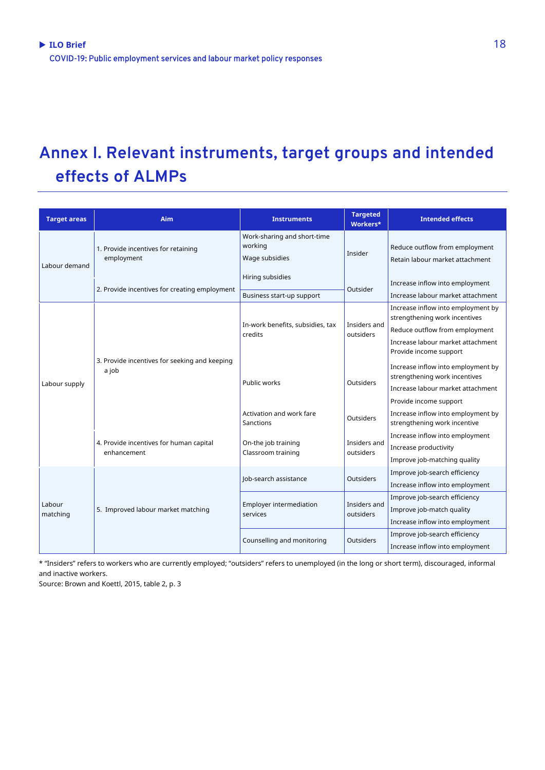# Annex I. Relevant instruments, target groups and intended effects of ALMPs

| Target areas | Aim | Instruments | Targeted Workers* | Intended effects |
|---|---|---|---|---|
| Labour demand | 1. Provide incentives for retaining employment | Work-sharing and short-time working<br>Wage subsidies | Insider | Reduce outflow from employment<br>Retain labour market attachment |
| | 2. Provide incentives for creating employment | Hiring subsidies<br>Business start-up support | Outsider | Increase inflow into employment<br>Increase labour market attachment |
| Labour supply | 3. Provide incentives for seeking and keeping a job | In-work benefits, subsidies, tax credits | Insiders and outsiders | Increase inflow into employment by strengthening work incentives<br>Reduce outflow from employment<br>Increase labour market attachment<br>Provide income support |
| | | Public works | Outsiders | Increase inflow into employment by strengthening work incentives<br>Increase labour market attachment<br>Provide income support |
| | | Activation and work fare<br>Sanctions | Outsiders | Increase inflow into employment by strengthening work incentive |
| | 4. Provide incentives for human capital enhancement | On-the job training<br>Classroom training | Insiders and outsiders | Increase inflow into employment<br>Increase productivity<br>Improve job-matching quality |
| Labour matching | 5. Improved labour market matching | Job-search assistance | Outsiders | Improve job-search efficiency<br>Increase inflow into employment |
| | | Employer intermediation services | Insiders and outsiders | Improve job-search efficiency<br>Improve job-match quality<br>Increase inflow into employment |
| | | Counselling and monitoring | Outsiders | Improve job-search efficiency<br>Increase inflow into employment |

* "Insiders" refers to workers who are currently employed; "outsiders" refers to unemployed (in the long or short term), discouraged, informal and inactive workers.
Source: Brown and Koettl, 2015, table 2, p. 3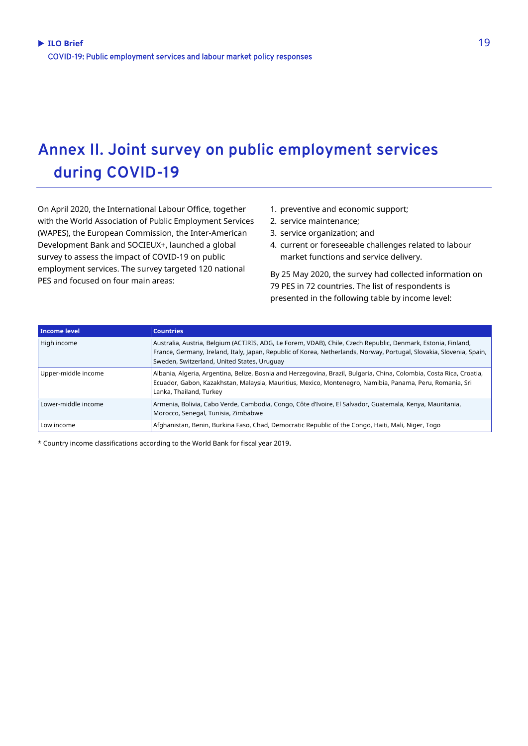# Annex II. Joint survey on public employment services during COVID-19

On April 2020, the International Labour Office, together with the World Association of Public Employment Services (WAPES), the European Commission, the Inter-American Development Bank and SOCIEUX+, launched a global survey to assess the impact of COVID-19 on public employment services. The survey targeted 120 national PES and focused on four main areas:

1. preventive and economic support;
2. service maintenance;
3. service organization; and
4. current or foreseeable challenges related to labour market functions and service delivery.

By 25 May 2020, the survey had collected information on 79 PES in 72 countries. The list of respondents is presented in the following table by income level:

| Income level | Countries |
|---|---|
| High income | Australia, Austria, Belgium (ACTIRIS, ADG, Le Forem, VDAB), Chile, Czech Republic, Denmark, Estonia, Finland, France, Germany, Ireland, Italy, Japan, Republic of Korea, Netherlands, Norway, Portugal, Slovakia, Slovenia, Spain, Sweden, Switzerland, United States, Uruguay |
| Upper-middle income | Albania, Algeria, Argentina, Belize, Bosnia and Herzegovina, Brazil, Bulgaria, China, Colombia, Costa Rica, Croatia, Ecuador, Gabon, Kazakhstan, Malaysia, Mauritius, Mexico, Montenegro, Namibia, Panama, Peru, Romania, Sri Lanka, Thailand, Turkey |
| Lower-middle income | Armenia, Bolivia, Cabo Verde, Cambodia, Congo, Côte d'Ivoire, El Salvador, Guatemala, Kenya, Mauritania, Morocco, Senegal, Tunisia, Zimbabwe |
| Low income | Afghanistan, Benin, Burkina Faso, Chad, Democratic Republic of the Congo, Haiti, Mali, Niger, Togo |

* Country income classifications according to the World Bank for fiscal year 2019.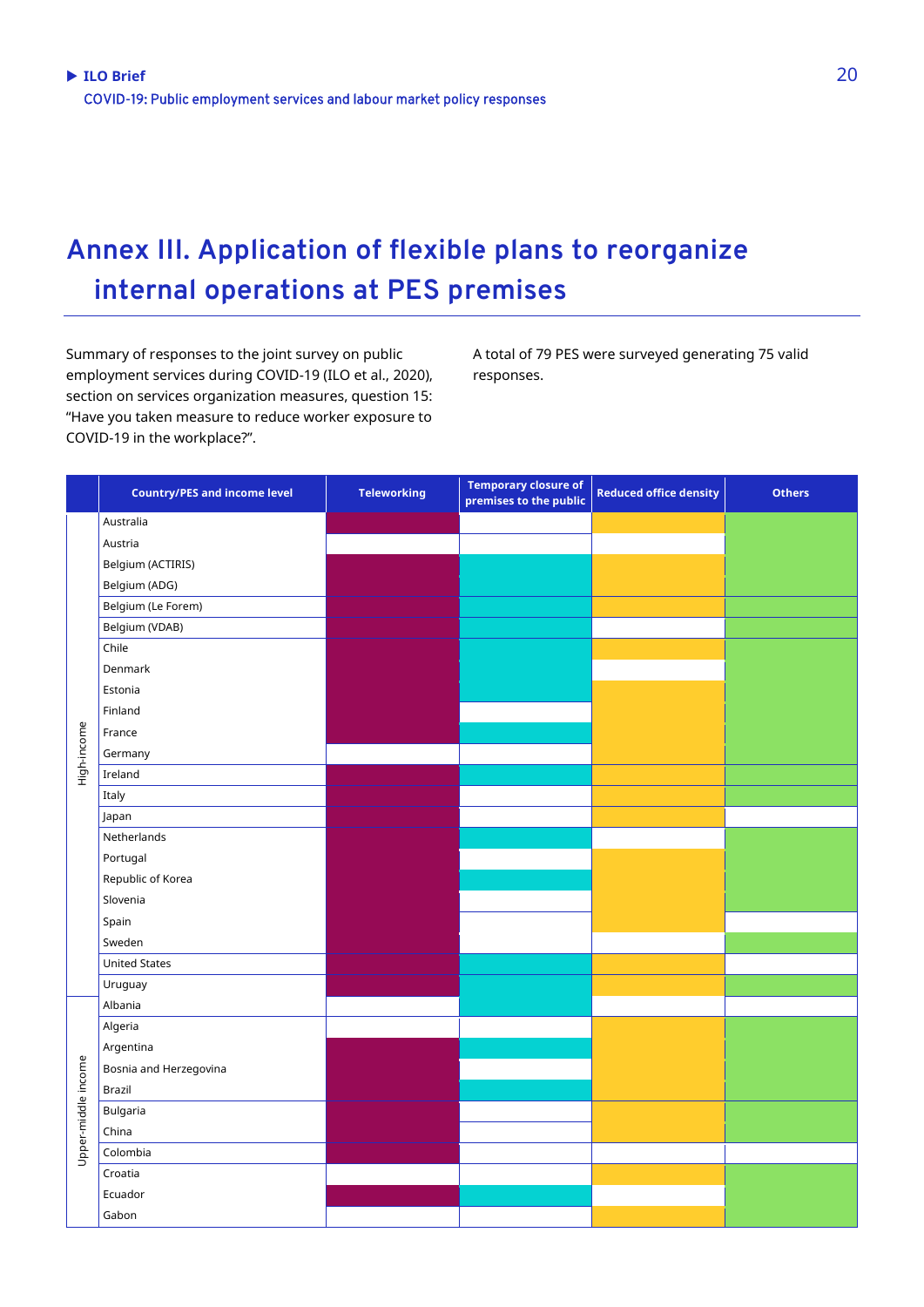# Annex III. Application of flexible plans to reorganize internal operations at PES premises

Summary of responses to the joint survey on public employment services during COVID-19 (ILO et al., 2020), section on services organization measures, question 15: "Have you taken measure to reduce worker exposure to COVID-19 in the workplace?".

A total of 79 PES were surveyed generating 75 valid responses.

| Income level | Country/PES and income level | Teleworking | Temporary closure of premises to the public | Reduced office density | Others |
|---|---|---|---|---|---|
| High-income | Australia | X | | X | X |
| | Austria | | | | X |
| | Belgium (ACTIRIS) | X | X | X | X |
| | Belgium (ADG) | X | X | X | X |
| | Belgium (Le Forem) | X | X | X | X |
| | Belgium (VDAB) | X | X | | X |
| | Chile | X | X | X | X |
| | Denmark | X | X | | X |
| | Estonia | X | X | X | X |
| | Finland | X | | X | X |
| | France | X | X | X | X |
| | Germany | | | X | X |
| | Ireland | X | X | X | X |
| | Italy | X | | X | X |
| | Japan | X | | X | |
| | Netherlands | X | X | | X |
| | Portugal | X | | X | X |
| | Republic of Korea | X | X | X | X |
| | Slovenia | X | | X | X |
| | Spain | X | | X | |
| | Sweden | X | | | X |
| | United States | X | X | X | |
| | Uruguay | X | X | X | X |
| Upper-middle income | Albania | | X | | |
| | Algeria | | | X | X |
| | Argentina | X | X | X | X |
| | Bosnia and Herzegovina | X | | X | X |
| | Brazil | X | X | X | X |
| | Bulgaria | X | | X | X |
| | China | X | | X | X |
| | Colombia | X | | | |
| | Croatia | | | X | X |
| | Ecuador | X | X | | X |
| | Gabon | | | X | X |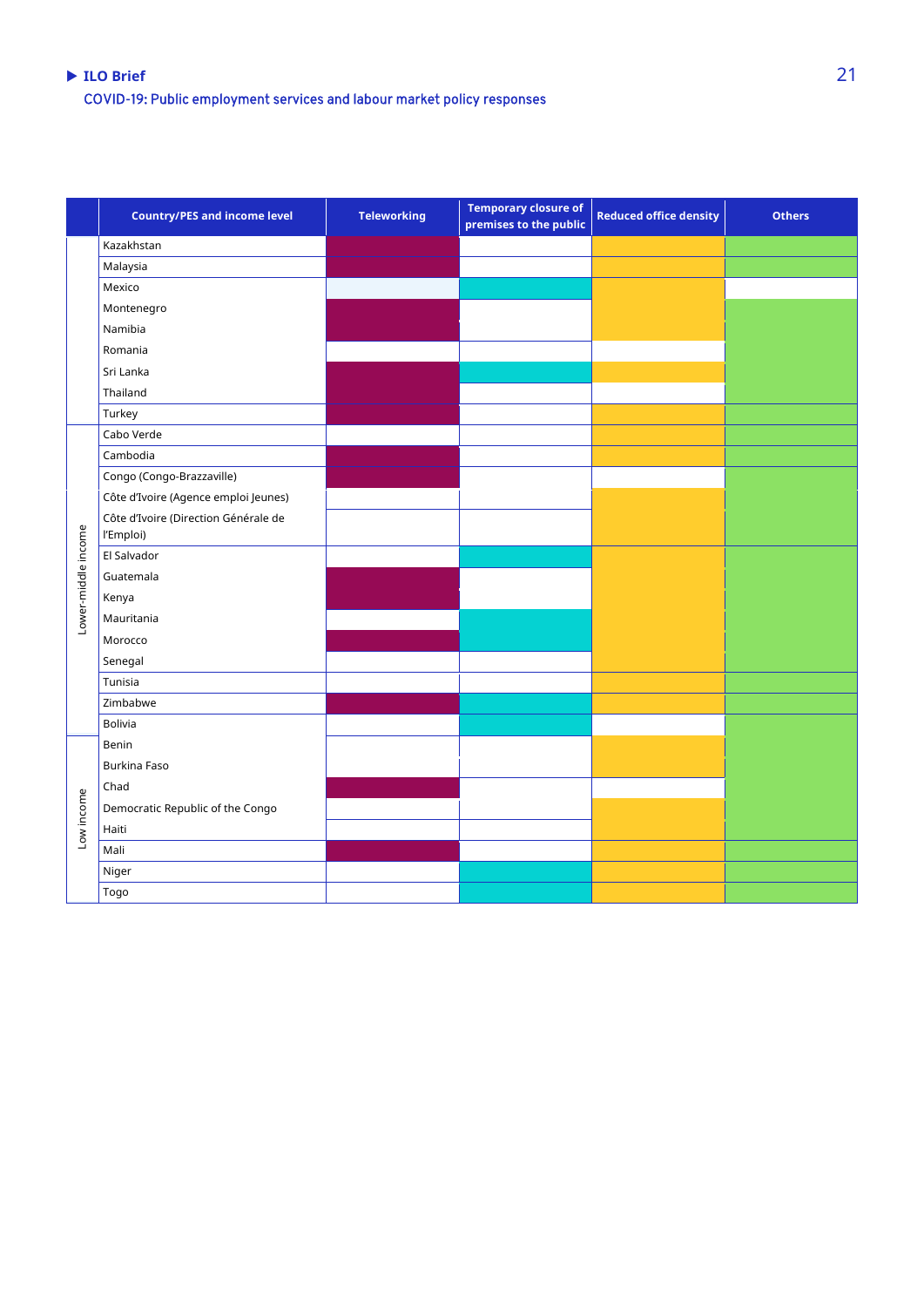| | Country/PES and income level | Teleworking | Temporary closure of premises to the public | Reduced office density | Others |
|---|---|---|---|---|---|
| | Kazakhstan | X | | X | X |
| | Malaysia | X | | X | X |
| | Mexico | | X | X | |
| | Montenegro | X | | X | X |
| | Namibia | X | | X | X |
| | Romania | | | | X |
| | Sri Lanka | X | X | X | X |
| | Thailand | X | | | X |
| | Turkey | X | | X | X |
| Lower-middle income | Cabo Verde | | | X | X |
| | Cambodia | X | | X | X |
| | Congo (Congo-Brazzaville) | X | | | X |
| | Côte d'Ivoire (Agence emploi Jeunes) | | | X | X |
| | Côte d'Ivoire (Direction Générale de l'Emploi) | | | X | X |
| | El Salvador | | X | X | X |
| | Guatemala | X | | X | X |
| | Kenya | X | | X | X |
| | Mauritania | | X | X | X |
| | Morocco | X | X | X | X |
| | Senegal | | | X | X |
| | Tunisia | | | X | X |
| | Zimbabwe | X | X | X | X |
| | Bolivia | | X | | X |
| Low income | Benin | | | X | X |
| | Burkina Faso | | | X | X |
| | Chad | X | | | X |
| | Democratic Republic of the Congo | | | X | X |
| | Haiti | | | X | X |
| | Mali | X | | X | X |
| | Niger | | X | X | X |
| | Togo | | X | X | X |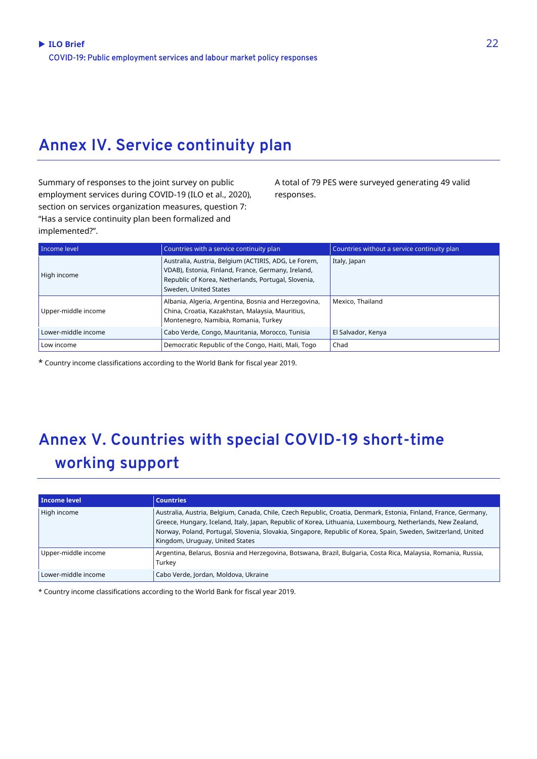## Annex IV. Service continuity plan

Summary of responses to the joint survey on public employment services during COVID-19 (ILO et al., 2020), section on services organization measures, question 7: “Has a service continuity plan been formalized and implemented?”.

A total of 79 PES were surveyed generating 49 valid responses.

| Income level | Countries with a service continuity plan | Countries without a service continuity plan |
|---|---|---|
| High income | Australia, Austria, Belgium (ACTIRIS, ADG, Le Forem, VDAB), Estonia, Finland, France, Germany, Ireland, Republic of Korea, Netherlands, Portugal, Slovenia, Sweden, United States | Italy, Japan |
| Upper-middle income | Albania, Algeria, Argentina, Bosnia and Herzegovina, China, Croatia, Kazakhstan, Malaysia, Mauritius, Montenegro, Namibia, Romania, Turkey | Mexico, Thailand |
| Lower-middle income | Cabo Verde, Congo, Mauritania, Morocco, Tunisia | El Salvador, Kenya |
| Low income | Democratic Republic of the Congo, Haiti, Mali, Togo | Chad |

* Country income classifications according to the World Bank for fiscal year 2019.

## Annex V. Countries with special COVID-19 short-time working support

| Income level | Countries |
|---|---|
| High income | Australia, Austria, Belgium, Canada, Chile, Czech Republic, Croatia, Denmark, Estonia, Finland, France, Germany, Greece, Hungary, Iceland, Italy, Japan, Republic of Korea, Lithuania, Luxembourg, Netherlands, New Zealand, Norway, Poland, Portugal, Slovenia, Slovakia, Singapore, Republic of Korea, Spain, Sweden, Switzerland, United Kingdom, Uruguay, United States |
| Upper-middle income | Argentina, Belarus, Bosnia and Herzegovina, Botswana, Brazil, Bulgaria, Costa Rica, Malaysia, Romania, Russia, Turkey |
| Lower-middle income | Cabo Verde, Jordan, Moldova, Ukraine |

* Country income classifications according to the World Bank for fiscal year 2019.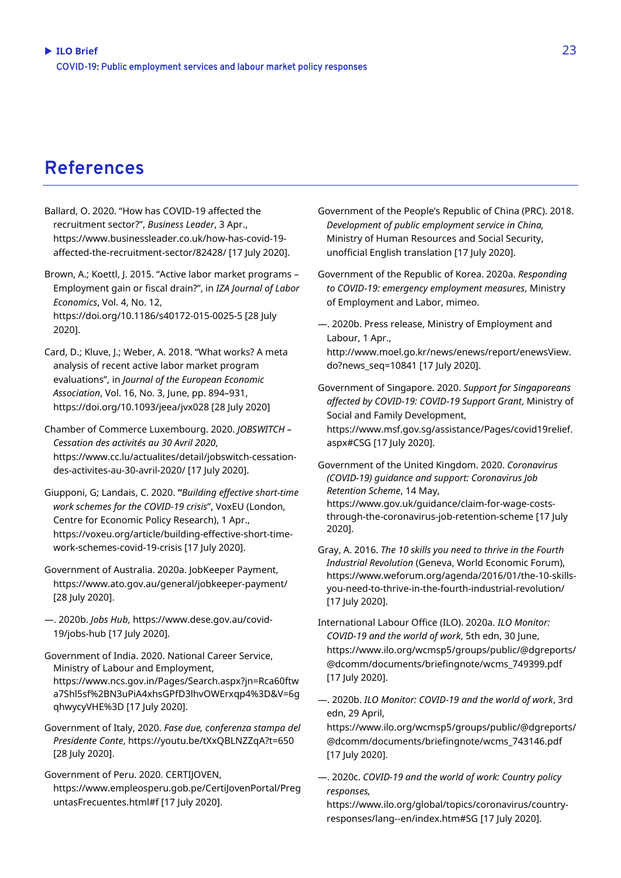# References

Ballard, O. 2020. "How has COVID-19 affected the recruitment sector?", *Business Leader*, 3 Apr., https://www.businessleader.co.uk/how-has-covid-19-affected-the-recruitment-sector/82428/ [17 July 2020].

Brown, A.; Koettl, J. 2015. "Active labor market programs – Employment gain or fiscal drain?", in *IZA Journal of Labor Economics*, Vol. 4, No. 12, https://doi.org/10.1186/s40172-015-0025-5 [28 July 2020].

Card, D.; Kluve, J.; Weber, A. 2018. "What works? A meta analysis of recent active labor market program evaluations", in *Journal of the European Economic Association*, Vol. 16, No. 3, June, pp. 894–931, https://doi.org/10.1093/jeea/jvx028 [28 July 2020]

Chamber of Commerce Luxembourg. 2020. *JOBSWITCH – Cessation des activités au 30 Avril 2020*, https://www.cc.lu/actualites/detail/jobswitch-cessation-des-activites-au-30-avril-2020/ [17 July 2020].

Giupponi, G; Landais, C. 2020. **"***Building effective short-time work schemes for the COVID-19 crisis*", VoxEU (London, Centre for Economic Policy Research), 1 Apr., https://voxeu.org/article/building-effective-short-time-work-schemes-covid-19-crisis [17 July 2020].

Government of Australia. 2020a. JobKeeper Payment, https://www.ato.gov.au/general/jobkeeper-payment/ [28 July 2020].

—. 2020b. *Jobs Hub*, https://www.dese.gov.au/covid-19/jobs-hub [17 July 2020].

Government of India. 2020. National Career Service, Ministry of Labour and Employment, https://www.ncs.gov.in/Pages/Search.aspx?jn=Rca60ftwa7Shl5sf%2BN3uPiA4xhsGPfD3lhvOWErxqp4%3D&V=6gqhwycyVHE%3D [17 July 2020].

Government of Italy, 2020. *Fase due, conferenza stampa del Presidente Conte*, https://youtu.be/tXxQBLNZZqA?t=650 [28 July 2020].

Government of Peru. 2020. CERTIJOVEN, https://www.empleosperu.gob.pe/CertiJovenPortal/PreguntasFrecuentes.html#f [17 July 2020].

Government of the People's Republic of China (PRC). 2018. *Development of public employment service in China,* Ministry of Human Resources and Social Security, unofficial English translation [17 July 2020].

Government of the Republic of Korea. 2020a. *Responding to COVID-19: emergency employment measures*, Ministry of Employment and Labor, mimeo.

—. 2020b. Press release, Ministry of Employment and Labour, 1 Apr., http://www.moel.go.kr/news/enews/report/enewsView.do?news_seq=10841 [17 July 2020].

Government of Singapore. 2020. *Support for Singaporeans affected by COVID-19: COVID-19 Support Grant*, Ministry of Social and Family Development, https://www.msf.gov.sg/assistance/Pages/covid19relief.aspx#CSG [17 July 2020].

Government of the United Kingdom. 2020. *Coronavirus (COVID-19) guidance and support: Coronavirus Job Retention Scheme*, 14 May, https://www.gov.uk/guidance/claim-for-wage-costs-through-the-coronavirus-job-retention-scheme [17 July 2020].

Gray, A. 2016. *The 10 skills you need to thrive in the Fourth Industrial Revolution* (Geneva, World Economic Forum), https://www.weforum.org/agenda/2016/01/the-10-skills-you-need-to-thrive-in-the-fourth-industrial-revolution/ [17 July 2020].

International Labour Office (ILO). 2020a. *ILO Monitor: COVID-19 and the world of work*, 5th edn, 30 June, https://www.ilo.org/wcmsp5/groups/public/@dgreports/@dcomm/documents/briefingnote/wcms_749399.pdf [17 July 2020].

—. 2020b. *ILO Monitor: COVID-19 and the world of work*, 3rd edn, 29 April, https://www.ilo.org/wcmsp5/groups/public/@dgreports/@dcomm/documents/briefingnote/wcms_743146.pdf [17 July 2020].

—. 2020c. *COVID-19 and the world of work: Country policy responses,* https://www.ilo.org/global/topics/coronavirus/country-responses/lang--en/index.htm#SG [17 July 2020].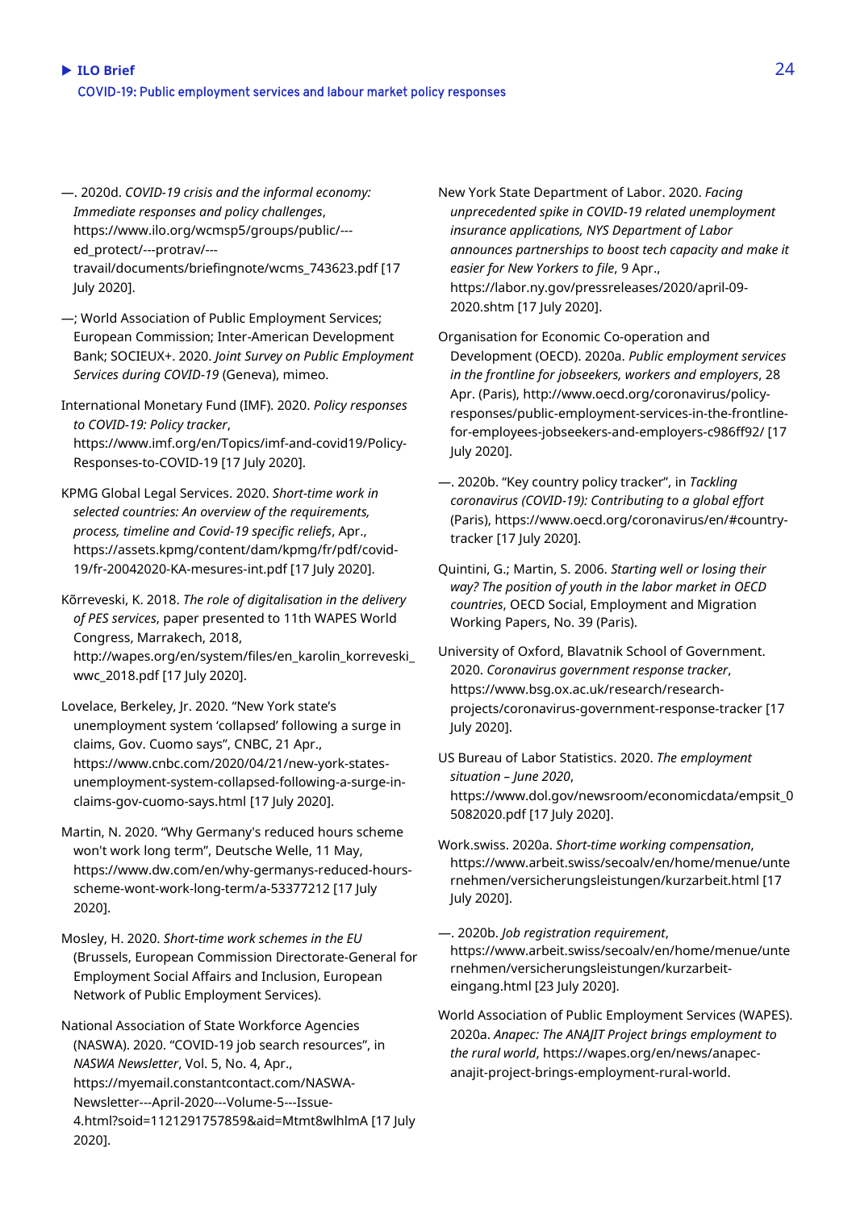—. 2020d. *COVID-19 crisis and the informal economy: Immediate responses and policy challenges*, https://www.ilo.org/wcmsp5/groups/public/---ed_protect/---protrav/---travail/documents/briefingnote/wcms_743623.pdf [17 July 2020].

—; World Association of Public Employment Services; European Commission; Inter-American Development Bank; SOCIEUX+. 2020. *Joint Survey on Public Employment Services during COVID-19* (Geneva), mimeo.

International Monetary Fund (IMF). 2020. *Policy responses to COVID-19: Policy tracker*, https://www.imf.org/en/Topics/imf-and-covid19/Policy-Responses-to-COVID-19 [17 July 2020].

KPMG Global Legal Services. 2020. *Short-time work in selected countries: An overview of the requirements, process, timeline and Covid-19 specific reliefs*, Apr., https://assets.kpmg/content/dam/kpmg/fr/pdf/covid-19/fr-20042020-KA-mesures-int.pdf [17 July 2020].

Kõrreveski, K. 2018. *The role of digitalisation in the delivery of PES services*, paper presented to 11th WAPES World Congress, Marrakech, 2018, http://wapes.org/en/system/files/en_karolin_korreveski_wwc_2018.pdf [17 July 2020].

Lovelace, Berkeley, Jr. 2020. "New York state's unemployment system 'collapsed' following a surge in claims, Gov. Cuomo says", CNBC, 21 Apr., https://www.cnbc.com/2020/04/21/new-york-states-unemployment-system-collapsed-following-a-surge-in-claims-gov-cuomo-says.html [17 July 2020].

Martin, N. 2020. "Why Germany's reduced hours scheme won't work long term", Deutsche Welle, 11 May, https://www.dw.com/en/why-germanys-reduced-hours-scheme-wont-work-long-term/a-53377212 [17 July 2020].

Mosley, H. 2020. *Short-time work schemes in the EU* (Brussels, European Commission Directorate-General for Employment Social Affairs and Inclusion, European Network of Public Employment Services).

National Association of State Workforce Agencies (NASWA). 2020. "COVID-19 job search resources", in *NASWA Newsletter*, Vol. 5, No. 4, Apr., https://myemail.constantcontact.com/NASWA-Newsletter---April-2020---Volume-5---Issue-4.html?soid=1121291757859&aid=Mtmt8wlhlmA [17 July 2020].

New York State Department of Labor. 2020. *Facing unprecedented spike in COVID-19 related unemployment insurance applications, NYS Department of Labor announces partnerships to boost tech capacity and make it easier for New Yorkers to file*, 9 Apr., https://labor.ny.gov/pressreleases/2020/april-09-2020.shtm [17 July 2020].

Organisation for Economic Co-operation and Development (OECD). 2020a. *Public employment services in the frontline for jobseekers, workers and employers*, 28 Apr. (Paris), http://www.oecd.org/coronavirus/policy-responses/public-employment-services-in-the-frontline-for-employees-jobseekers-and-employers-c986ff92/ [17 July 2020].

—. 2020b. "Key country policy tracker", in *Tackling coronavirus (COVID-19): Contributing to a global effort* (Paris), https://www.oecd.org/coronavirus/en/#country-tracker [17 July 2020].

Quintini, G.; Martin, S. 2006. *Starting well or losing their way? The position of youth in the labor market in OECD countries*, OECD Social, Employment and Migration Working Papers, No. 39 (Paris).

University of Oxford, Blavatnik School of Government. 2020. *Coronavirus government response tracker*, https://www.bsg.ox.ac.uk/research/research-projects/coronavirus-government-response-tracker [17 July 2020].

US Bureau of Labor Statistics. 2020. *The employment situation – June 2020*, https://www.dol.gov/newsroom/economicdata/empsit_05082020.pdf [17 July 2020].

Work.swiss. 2020a. *Short-time working compensation*, https://www.arbeit.swiss/secoalv/en/home/menue/unternehmen/versicherungsleistungen/kurzarbeit.html [17 July 2020].

—. 2020b. *Job registration requirement*, https://www.arbeit.swiss/secoalv/en/home/menue/unternehmen/versicherungsleistungen/kurzarbeit-eingang.html [23 July 2020].

World Association of Public Employment Services (WAPES). 2020a. *Anapec: The ANAJIT Project brings employment to the rural world*, https://wapes.org/en/news/anapec-anajit-project-brings-employment-rural-world.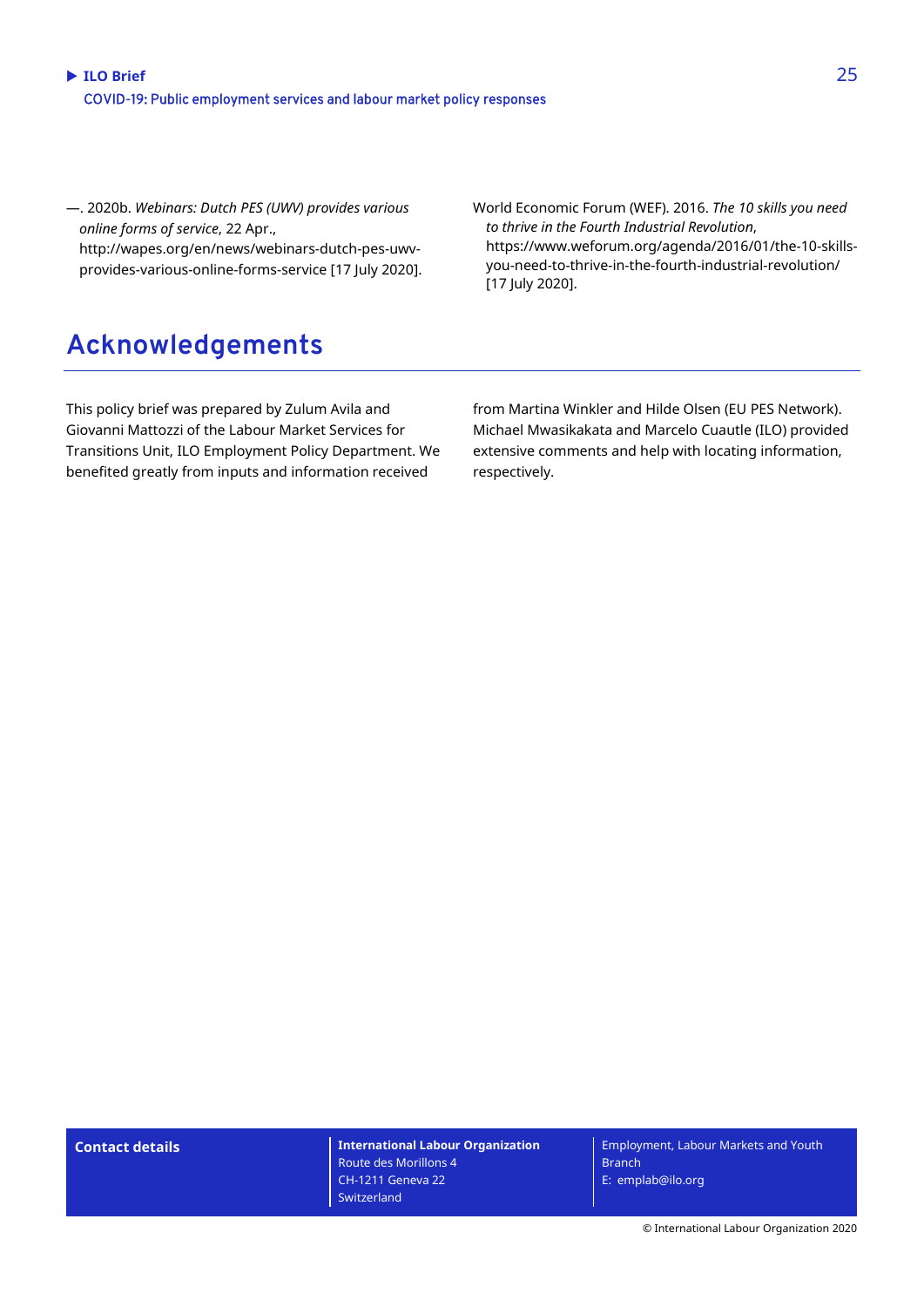—. 2020b. *Webinars: Dutch PES (UWV) provides various online forms of service*, 22 Apr., http://wapes.org/en/news/webinars-dutch-pes-uwv-provides-various-online-forms-service [17 July 2020].

World Economic Forum (WEF). 2016. *The 10 skills you need to thrive in the Fourth Industrial Revolution*, https://www.weforum.org/agenda/2016/01/the-10-skills-you-need-to-thrive-in-the-fourth-industrial-revolution/ [17 July 2020].

## Acknowledgements

This policy brief was prepared by Zulum Avila and Giovanni Mattozzi of the Labour Market Services for Transitions Unit, ILO Employment Policy Department. We benefited greatly from inputs and information received from Martina Winkler and Hilde Olsen (EU PES Network). Michael Mwasikakata and Marcelo Cuautle (ILO) provided extensive comments and help with locating information, respectively.

**Contact details**

**International Labour Organization**
Route des Morillons 4
CH-1211 Geneva 22
Switzerland

Employment, Labour Markets and Youth Branch
E: emplab@ilo.org

© International Labour Organization 2020